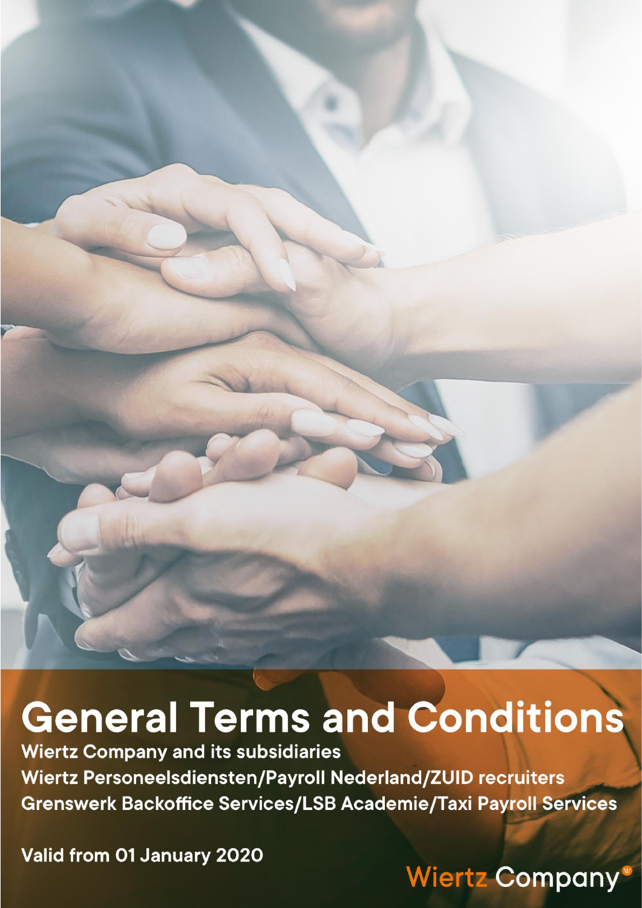# General Terms and Conditions

**Wiertz Company and its subsidiaries**

**Wiertz Personeelsdiensten/Payroll Nederland/ZUID recruiters**

**Grenswerk Backoffice Services/LSB Academie/Taxi Payroll Services**

**Valid from 01 January 2020**

Wiertz Company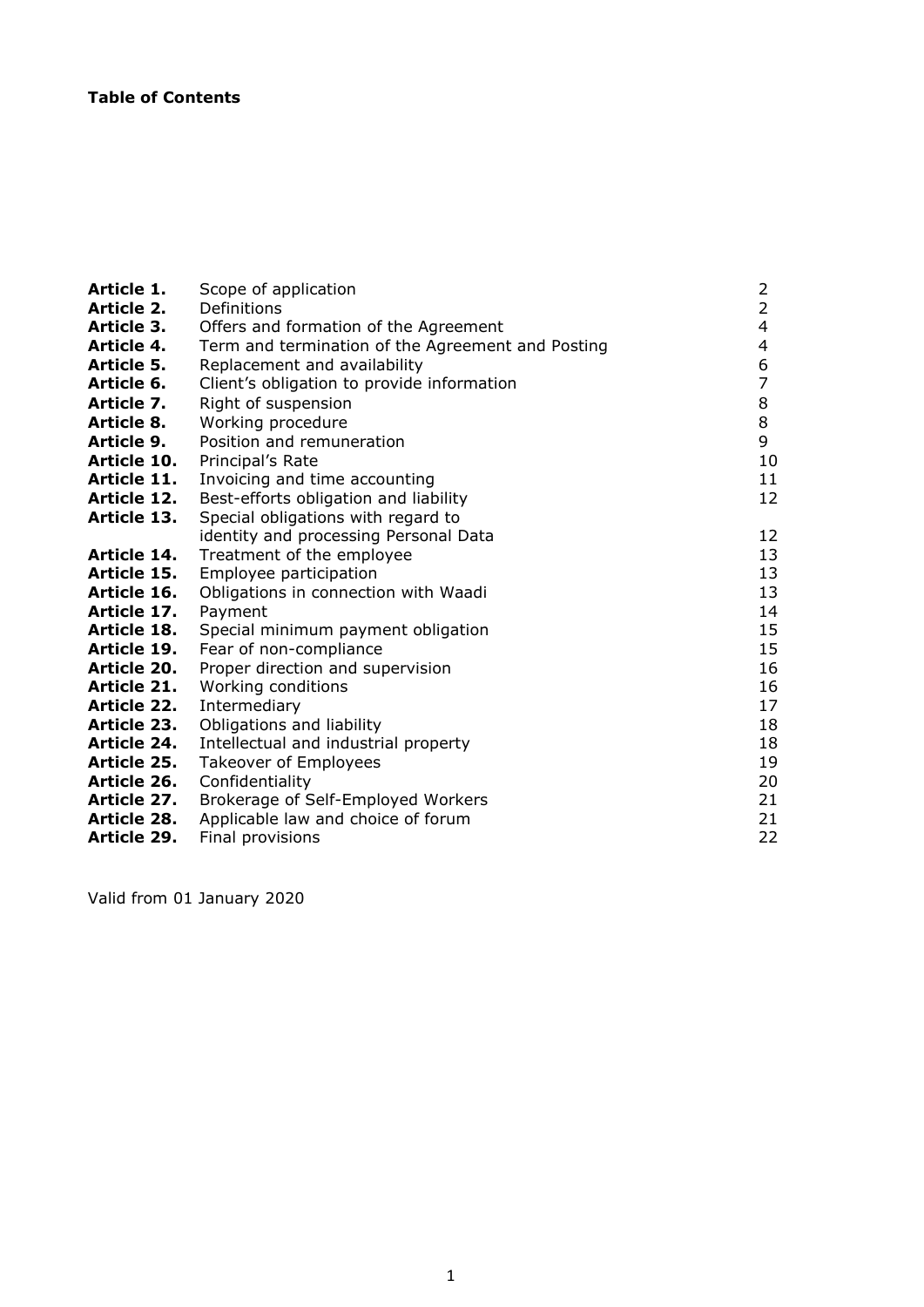**Table of Contents**

| | | |
|---|---|---|
| **Article 1.** | Scope of application | 2 |
| **Article 2.** | Definitions | 2 |
| **Article 3.** | Offers and formation of the Agreement | 4 |
| **Article 4.** | Term and termination of the Agreement and Posting | 4 |
| **Article 5.** | Replacement and availability | 6 |
| **Article 6.** | Client's obligation to provide information | 7 |
| **Article 7.** | Right of suspension | 8 |
| **Article 8.** | Working procedure | 8 |
| **Article 9.** | Position and remuneration | 9 |
| **Article 10.** | Principal's Rate | 10 |
| **Article 11.** | Invoicing and time accounting | 11 |
| **Article 12.** | Best-efforts obligation and liability | 12 |
| **Article 13.** | Special obligations with regard to identity and processing Personal Data | 12 |
| **Article 14.** | Treatment of the employee | 13 |
| **Article 15.** | Employee participation | 13 |
| **Article 16.** | Obligations in connection with Waadi | 13 |
| **Article 17.** | Payment | 14 |
| **Article 18.** | Special minimum payment obligation | 15 |
| **Article 19.** | Fear of non-compliance | 15 |
| **Article 20.** | Proper direction and supervision | 16 |
| **Article 21.** | Working conditions | 16 |
| **Article 22.** | Intermediary | 17 |
| **Article 23.** | Obligations and liability | 18 |
| **Article 24.** | Intellectual and industrial property | 18 |
| **Article 25.** | Takeover of Employees | 19 |
| **Article 26.** | Confidentiality | 20 |
| **Article 27.** | Brokerage of Self-Employed Workers | 21 |
| **Article 28.** | Applicable law and choice of forum | 21 |
| **Article 29.** | Final provisions | 22 |

Valid from 01 January 2020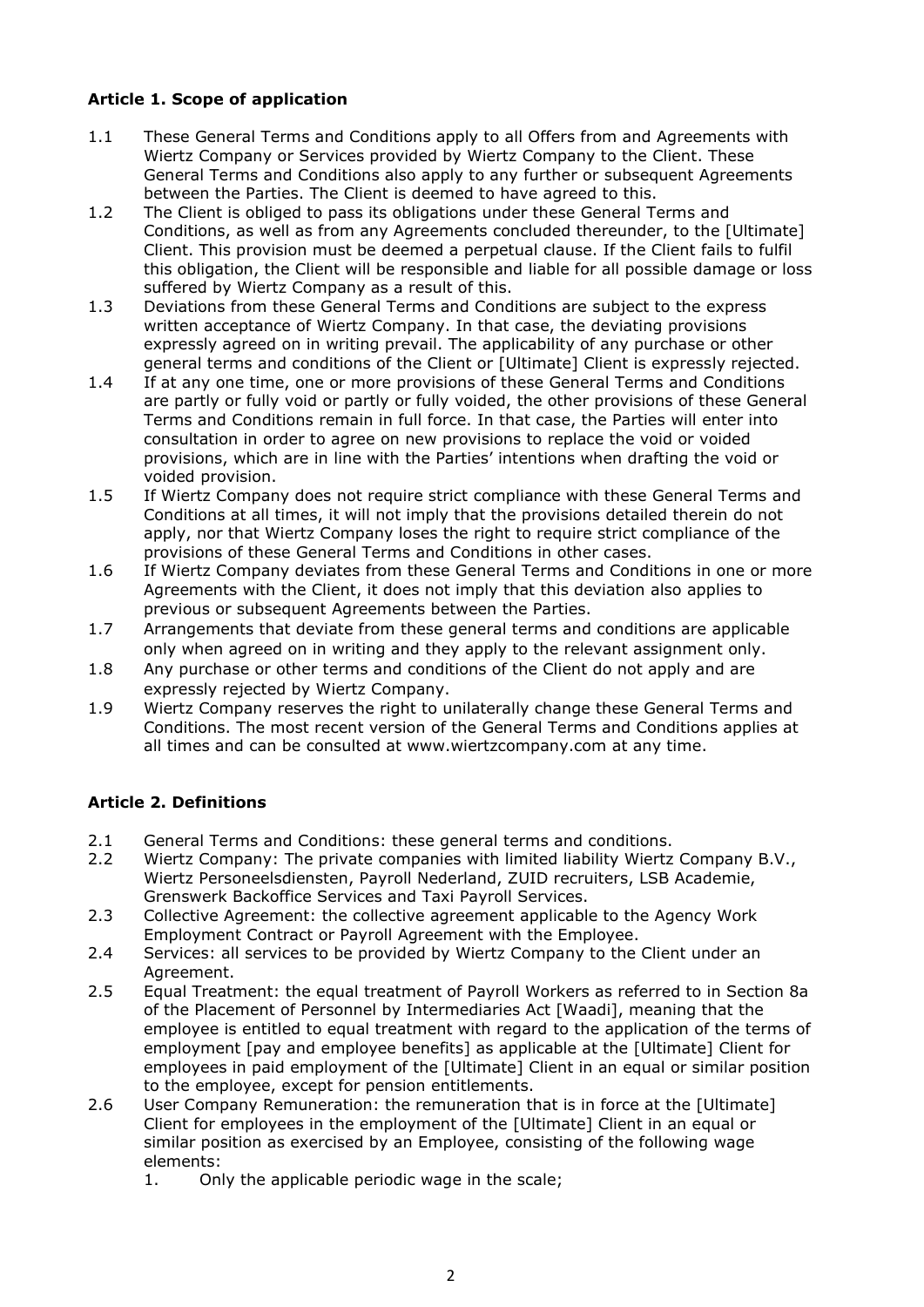### Article 1. Scope of application

1.1 These General Terms and Conditions apply to all Offers from and Agreements with Wiertz Company or Services provided by Wiertz Company to the Client. These General Terms and Conditions also apply to any further or subsequent Agreements between the Parties. The Client is deemed to have agreed to this.

1.2 The Client is obliged to pass its obligations under these General Terms and Conditions, as well as from any Agreements concluded thereunder, to the [Ultimate] Client. This provision must be deemed a perpetual clause. If the Client fails to fulfil this obligation, the Client will be responsible and liable for all possible damage or loss suffered by Wiertz Company as a result of this.

1.3 Deviations from these General Terms and Conditions are subject to the express written acceptance of Wiertz Company. In that case, the deviating provisions expressly agreed on in writing prevail. The applicability of any purchase or other general terms and conditions of the Client or [Ultimate] Client is expressly rejected.

1.4 If at any one time, one or more provisions of these General Terms and Conditions are partly or fully void or partly or fully voided, the other provisions of these General Terms and Conditions remain in full force. In that case, the Parties will enter into consultation in order to agree on new provisions to replace the void or voided provisions, which are in line with the Parties' intentions when drafting the void or voided provision.

1.5 If Wiertz Company does not require strict compliance with these General Terms and Conditions at all times, it will not imply that the provisions detailed therein do not apply, nor that Wiertz Company loses the right to require strict compliance of the provisions of these General Terms and Conditions in other cases.

1.6 If Wiertz Company deviates from these General Terms and Conditions in one or more Agreements with the Client, it does not imply that this deviation also applies to previous or subsequent Agreements between the Parties.

1.7 Arrangements that deviate from these general terms and conditions are applicable only when agreed on in writing and they apply to the relevant assignment only.

1.8 Any purchase or other terms and conditions of the Client do not apply and are expressly rejected by Wiertz Company.

1.9 Wiertz Company reserves the right to unilaterally change these General Terms and Conditions. The most recent version of the General Terms and Conditions applies at all times and can be consulted at www.wiertzcompany.com at any time.

### Article 2. Definitions

2.1 General Terms and Conditions: these general terms and conditions.

2.2 Wiertz Company: The private companies with limited liability Wiertz Company B.V., Wiertz Personeelsdiensten, Payroll Nederland, ZUID recruiters, LSB Academie, Grenswerk Backoffice Services and Taxi Payroll Services.

2.3 Collective Agreement: the collective agreement applicable to the Agency Work Employment Contract or Payroll Agreement with the Employee.

2.4 Services: all services to be provided by Wiertz Company to the Client under an Agreement.

2.5 Equal Treatment: the equal treatment of Payroll Workers as referred to in Section 8a of the Placement of Personnel by Intermediaries Act [Waadi], meaning that the employee is entitled to equal treatment with regard to the application of the terms of employment [pay and employee benefits] as applicable at the [Ultimate] Client for employees in paid employment of the [Ultimate] Client in an equal or similar position to the employee, except for pension entitlements.

2.6 User Company Remuneration: the remuneration that is in force at the [Ultimate] Client for employees in the employment of the [Ultimate] Client in an equal or similar position as exercised by an Employee, consisting of the following wage elements:

   1. Only the applicable periodic wage in the scale;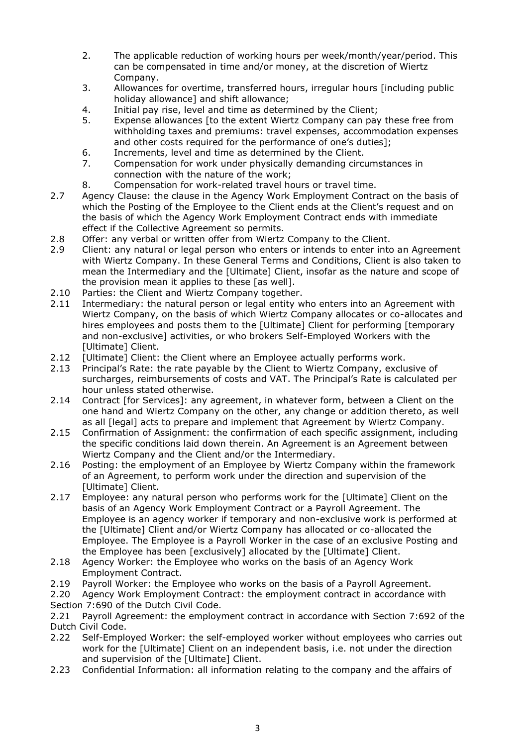2. The applicable reduction of working hours per week/month/year/period. This can be compensated in time and/or money, at the discretion of Wiertz Company.
3. Allowances for overtime, transferred hours, irregular hours [including public holiday allowance] and shift allowance;
4. Initial pay rise, level and time as determined by the Client;
5. Expense allowances [to the extent Wiertz Company can pay these free from withholding taxes and premiums: travel expenses, accommodation expenses and other costs required for the performance of one's duties];
6. Increments, level and time as determined by the Client.
7. Compensation for work under physically demanding circumstances in connection with the nature of the work;
8. Compensation for work-related travel hours or travel time.

2.7 Agency Clause: the clause in the Agency Work Employment Contract on the basis of which the Posting of the Employee to the Client ends at the Client's request and on the basis of which the Agency Work Employment Contract ends with immediate effect if the Collective Agreement so permits.

2.8 Offer: any verbal or written offer from Wiertz Company to the Client.

2.9 Client: any natural or legal person who enters or intends to enter into an Agreement with Wiertz Company. In these General Terms and Conditions, Client is also taken to mean the Intermediary and the [Ultimate] Client, insofar as the nature and scope of the provision mean it applies to these [as well].

2.10 Parties: the Client and Wiertz Company together.

2.11 Intermediary: the natural person or legal entity who enters into an Agreement with Wiertz Company, on the basis of which Wiertz Company allocates or co-allocates and hires employees and posts them to the [Ultimate] Client for performing [temporary and non-exclusive] activities, or who brokers Self-Employed Workers with the [Ultimate] Client.

2.12 [Ultimate] Client: the Client where an Employee actually performs work.

2.13 Principal's Rate: the rate payable by the Client to Wiertz Company, exclusive of surcharges, reimbursements of costs and VAT. The Principal's Rate is calculated per hour unless stated otherwise.

2.14 Contract [for Services]: any agreement, in whatever form, between a Client on the one hand and Wiertz Company on the other, any change or addition thereto, as well as all [legal] acts to prepare and implement that Agreement by Wiertz Company.

2.15 Confirmation of Assignment: the confirmation of each specific assignment, including the specific conditions laid down therein. An Agreement is an Agreement between Wiertz Company and the Client and/or the Intermediary.

2.16 Posting: the employment of an Employee by Wiertz Company within the framework of an Agreement, to perform work under the direction and supervision of the [Ultimate] Client.

2.17 Employee: any natural person who performs work for the [Ultimate] Client on the basis of an Agency Work Employment Contract or a Payroll Agreement. The Employee is an agency worker if temporary and non-exclusive work is performed at the [Ultimate] Client and/or Wiertz Company has allocated or co-allocated the Employee. The Employee is a Payroll Worker in the case of an exclusive Posting and the Employee has been [exclusively] allocated by the [Ultimate] Client.

2.18 Agency Worker: the Employee who works on the basis of an Agency Work Employment Contract.

2.19 Payroll Worker: the Employee who works on the basis of a Payroll Agreement.

2.20 Agency Work Employment Contract: the employment contract in accordance with Section 7:690 of the Dutch Civil Code.

2.21 Payroll Agreement: the employment contract in accordance with Section 7:692 of the Dutch Civil Code.

2.22 Self-Employed Worker: the self-employed worker without employees who carries out work for the [Ultimate] Client on an independent basis, i.e. not under the direction and supervision of the [Ultimate] Client.

2.23 Confidential Information: all information relating to the company and the affairs of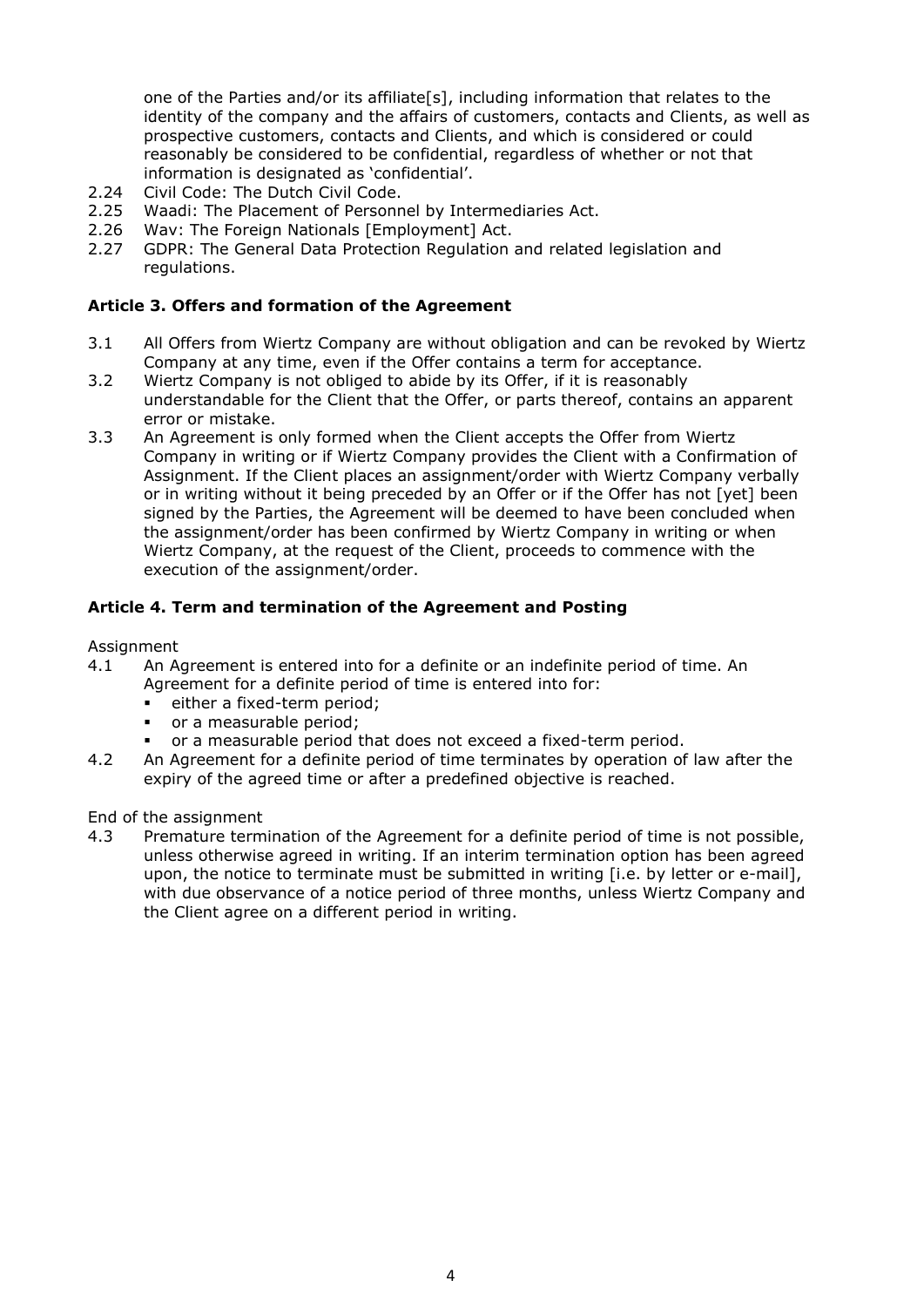one of the Parties and/or its affiliate[s], including information that relates to the identity of the company and the affairs of customers, contacts and Clients, as well as prospective customers, contacts and Clients, and which is considered or could reasonably be considered to be confidential, regardless of whether or not that information is designated as 'confidential'.

2.24 Civil Code: The Dutch Civil Code.

2.25 Waadi: The Placement of Personnel by Intermediaries Act.

2.26 Wav: The Foreign Nationals [Employment] Act.

2.27 GDPR: The General Data Protection Regulation and related legislation and regulations.

## Article 3. Offers and formation of the Agreement

3.1 All Offers from Wiertz Company are without obligation and can be revoked by Wiertz Company at any time, even if the Offer contains a term for acceptance.

3.2 Wiertz Company is not obliged to abide by its Offer, if it is reasonably understandable for the Client that the Offer, or parts thereof, contains an apparent error or mistake.

3.3 An Agreement is only formed when the Client accepts the Offer from Wiertz Company in writing or if Wiertz Company provides the Client with a Confirmation of Assignment. If the Client places an assignment/order with Wiertz Company verbally or in writing without it being preceded by an Offer or if the Offer has not [yet] been signed by the Parties, the Agreement will be deemed to have been concluded when the assignment/order has been confirmed by Wiertz Company in writing or when Wiertz Company, at the request of the Client, proceeds to commence with the execution of the assignment/order.

## Article 4. Term and termination of the Agreement and Posting

Assignment

4.1 An Agreement is entered into for a definite or an indefinite period of time. An Agreement for a definite period of time is entered into for:
- either a fixed-term period;
- or a measurable period;
- or a measurable period that does not exceed a fixed-term period.

4.2 An Agreement for a definite period of time terminates by operation of law after the expiry of the agreed time or after a predefined objective is reached.

End of the assignment

4.3 Premature termination of the Agreement for a definite period of time is not possible, unless otherwise agreed in writing. If an interim termination option has been agreed upon, the notice to terminate must be submitted in writing [i.e. by letter or e-mail], with due observance of a notice period of three months, unless Wiertz Company and the Client agree on a different period in writing.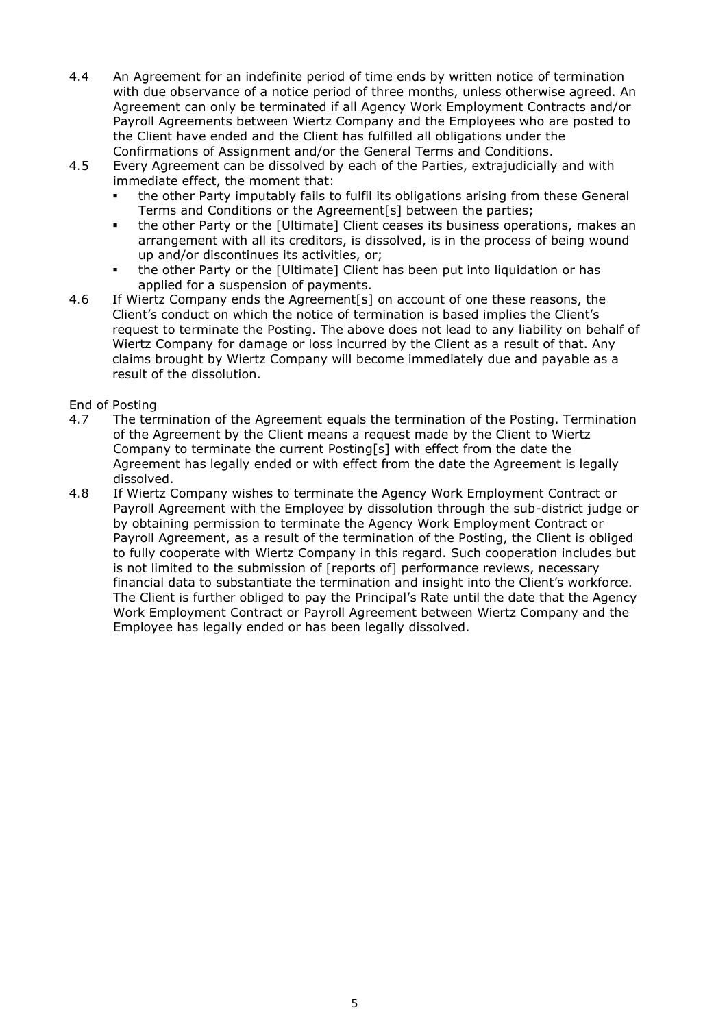4.4 An Agreement for an indefinite period of time ends by written notice of termination with due observance of a notice period of three months, unless otherwise agreed. An Agreement can only be terminated if all Agency Work Employment Contracts and/or Payroll Agreements between Wiertz Company and the Employees who are posted to the Client have ended and the Client has fulfilled all obligations under the Confirmations of Assignment and/or the General Terms and Conditions.

4.5 Every Agreement can be dissolved by each of the Parties, extrajudicially and with immediate effect, the moment that:

- the other Party imputably fails to fulfil its obligations arising from these General Terms and Conditions or the Agreement[s] between the parties;
- the other Party or the [Ultimate] Client ceases its business operations, makes an arrangement with all its creditors, is dissolved, is in the process of being wound up and/or discontinues its activities, or;
- the other Party or the [Ultimate] Client has been put into liquidation or has applied for a suspension of payments.

4.6 If Wiertz Company ends the Agreement[s] on account of one these reasons, the Client's conduct on which the notice of termination is based implies the Client's request to terminate the Posting. The above does not lead to any liability on behalf of Wiertz Company for damage or loss incurred by the Client as a result of that. Any claims brought by Wiertz Company will become immediately due and payable as a result of the dissolution.

End of Posting

4.7 The termination of the Agreement equals the termination of the Posting. Termination of the Agreement by the Client means a request made by the Client to Wiertz Company to terminate the current Posting[s] with effect from the date the Agreement has legally ended or with effect from the date the Agreement is legally dissolved.

4.8 If Wiertz Company wishes to terminate the Agency Work Employment Contract or Payroll Agreement with the Employee by dissolution through the sub-district judge or by obtaining permission to terminate the Agency Work Employment Contract or Payroll Agreement, as a result of the termination of the Posting, the Client is obliged to fully cooperate with Wiertz Company in this regard. Such cooperation includes but is not limited to the submission of [reports of] performance reviews, necessary financial data to substantiate the termination and insight into the Client's workforce. The Client is further obliged to pay the Principal's Rate until the date that the Agency Work Employment Contract or Payroll Agreement between Wiertz Company and the Employee has legally ended or has been legally dissolved.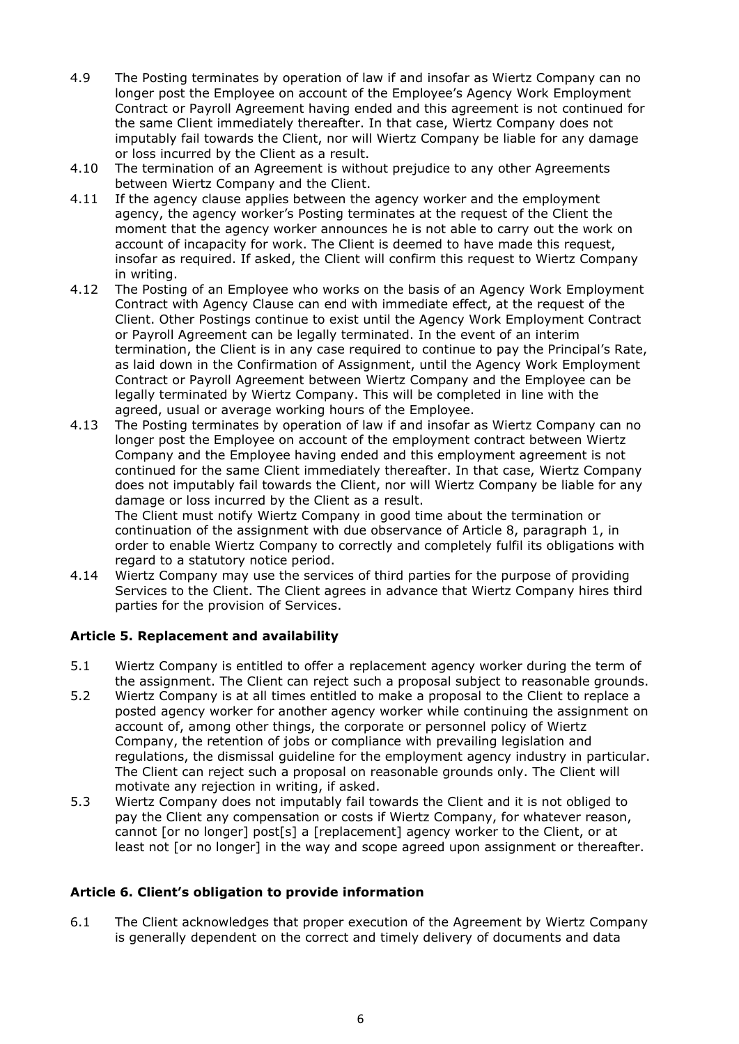4.9 The Posting terminates by operation of law if and insofar as Wiertz Company can no longer post the Employee on account of the Employee's Agency Work Employment Contract or Payroll Agreement having ended and this agreement is not continued for the same Client immediately thereafter. In that case, Wiertz Company does not imputably fail towards the Client, nor will Wiertz Company be liable for any damage or loss incurred by the Client as a result.

4.10 The termination of an Agreement is without prejudice to any other Agreements between Wiertz Company and the Client.

4.11 If the agency clause applies between the agency worker and the employment agency, the agency worker's Posting terminates at the request of the Client the moment that the agency worker announces he is not able to carry out the work on account of incapacity for work. The Client is deemed to have made this request, insofar as required. If asked, the Client will confirm this request to Wiertz Company in writing.

4.12 The Posting of an Employee who works on the basis of an Agency Work Employment Contract with Agency Clause can end with immediate effect, at the request of the Client. Other Postings continue to exist until the Agency Work Employment Contract or Payroll Agreement can be legally terminated. In the event of an interim termination, the Client is in any case required to continue to pay the Principal's Rate, as laid down in the Confirmation of Assignment, until the Agency Work Employment Contract or Payroll Agreement between Wiertz Company and the Employee can be legally terminated by Wiertz Company. This will be completed in line with the agreed, usual or average working hours of the Employee.

4.13 The Posting terminates by operation of law if and insofar as Wiertz Company can no longer post the Employee on account of the employment contract between Wiertz Company and the Employee having ended and this employment agreement is not continued for the same Client immediately thereafter. In that case, Wiertz Company does not imputably fail towards the Client, nor will Wiertz Company be liable for any damage or loss incurred by the Client as a result.
The Client must notify Wiertz Company in good time about the termination or continuation of the assignment with due observance of Article 8, paragraph 1, in order to enable Wiertz Company to correctly and completely fulfil its obligations with regard to a statutory notice period.

4.14 Wiertz Company may use the services of third parties for the purpose of providing Services to the Client. The Client agrees in advance that Wiertz Company hires third parties for the provision of Services.

### Article 5. Replacement and availability

5.1 Wiertz Company is entitled to offer a replacement agency worker during the term of the assignment. The Client can reject such a proposal subject to reasonable grounds.

5.2 Wiertz Company is at all times entitled to make a proposal to the Client to replace a posted agency worker for another agency worker while continuing the assignment on account of, among other things, the corporate or personnel policy of Wiertz Company, the retention of jobs or compliance with prevailing legislation and regulations, the dismissal guideline for the employment agency industry in particular. The Client can reject such a proposal on reasonable grounds only. The Client will motivate any rejection in writing, if asked.

5.3 Wiertz Company does not imputably fail towards the Client and it is not obliged to pay the Client any compensation or costs if Wiertz Company, for whatever reason, cannot [or no longer] post[s] a [replacement] agency worker to the Client, or at least not [or no longer] in the way and scope agreed upon assignment or thereafter.

### Article 6. Client's obligation to provide information

6.1 The Client acknowledges that proper execution of the Agreement by Wiertz Company is generally dependent on the correct and timely delivery of documents and data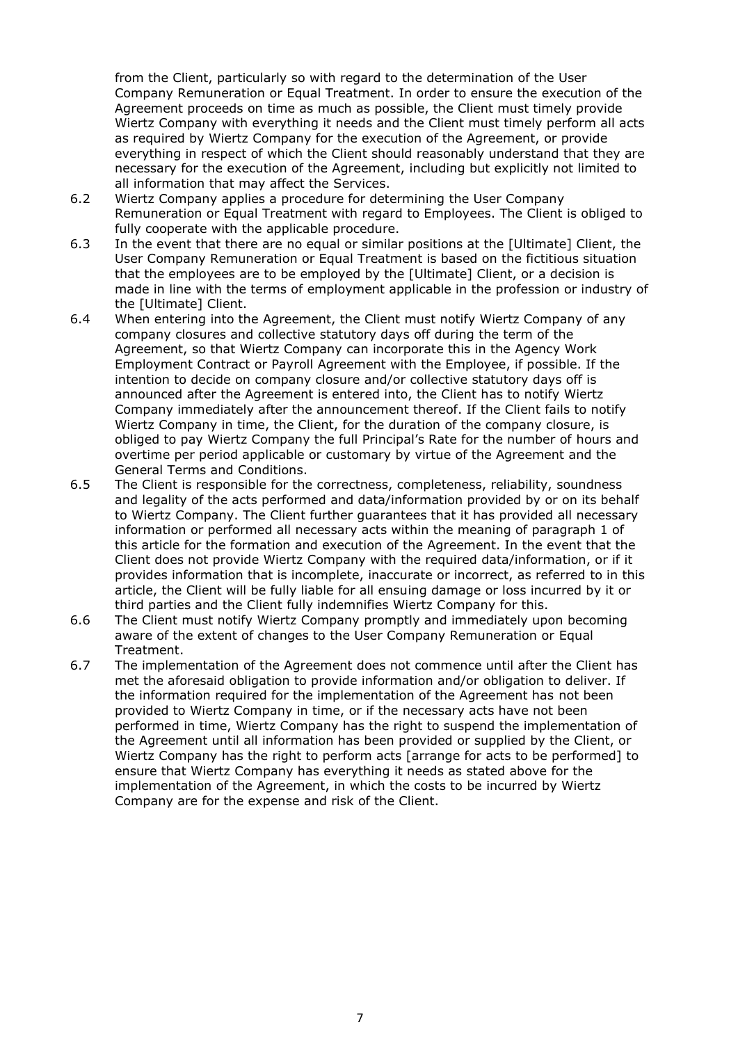from the Client, particularly so with regard to the determination of the User Company Remuneration or Equal Treatment. In order to ensure the execution of the Agreement proceeds on time as much as possible, the Client must timely provide Wiertz Company with everything it needs and the Client must timely perform all acts as required by Wiertz Company for the execution of the Agreement, or provide everything in respect of which the Client should reasonably understand that they are necessary for the execution of the Agreement, including but explicitly not limited to all information that may affect the Services.

6.2 Wiertz Company applies a procedure for determining the User Company Remuneration or Equal Treatment with regard to Employees. The Client is obliged to fully cooperate with the applicable procedure.

6.3 In the event that there are no equal or similar positions at the [Ultimate] Client, the User Company Remuneration or Equal Treatment is based on the fictitious situation that the employees are to be employed by the [Ultimate] Client, or a decision is made in line with the terms of employment applicable in the profession or industry of the [Ultimate] Client.

6.4 When entering into the Agreement, the Client must notify Wiertz Company of any company closures and collective statutory days off during the term of the Agreement, so that Wiertz Company can incorporate this in the Agency Work Employment Contract or Payroll Agreement with the Employee, if possible. If the intention to decide on company closure and/or collective statutory days off is announced after the Agreement is entered into, the Client has to notify Wiertz Company immediately after the announcement thereof. If the Client fails to notify Wiertz Company in time, the Client, for the duration of the company closure, is obliged to pay Wiertz Company the full Principal's Rate for the number of hours and overtime per period applicable or customary by virtue of the Agreement and the General Terms and Conditions.

6.5 The Client is responsible for the correctness, completeness, reliability, soundness and legality of the acts performed and data/information provided by or on its behalf to Wiertz Company. The Client further guarantees that it has provided all necessary information or performed all necessary acts within the meaning of paragraph 1 of this article for the formation and execution of the Agreement. In the event that the Client does not provide Wiertz Company with the required data/information, or if it provides information that is incomplete, inaccurate or incorrect, as referred to in this article, the Client will be fully liable for all ensuing damage or loss incurred by it or third parties and the Client fully indemnifies Wiertz Company for this.

6.6 The Client must notify Wiertz Company promptly and immediately upon becoming aware of the extent of changes to the User Company Remuneration or Equal Treatment.

6.7 The implementation of the Agreement does not commence until after the Client has met the aforesaid obligation to provide information and/or obligation to deliver. If the information required for the implementation of the Agreement has not been provided to Wiertz Company in time, or if the necessary acts have not been performed in time, Wiertz Company has the right to suspend the implementation of the Agreement until all information has been provided or supplied by the Client, or Wiertz Company has the right to perform acts [arrange for acts to be performed] to ensure that Wiertz Company has everything it needs as stated above for the implementation of the Agreement, in which the costs to be incurred by Wiertz Company are for the expense and risk of the Client.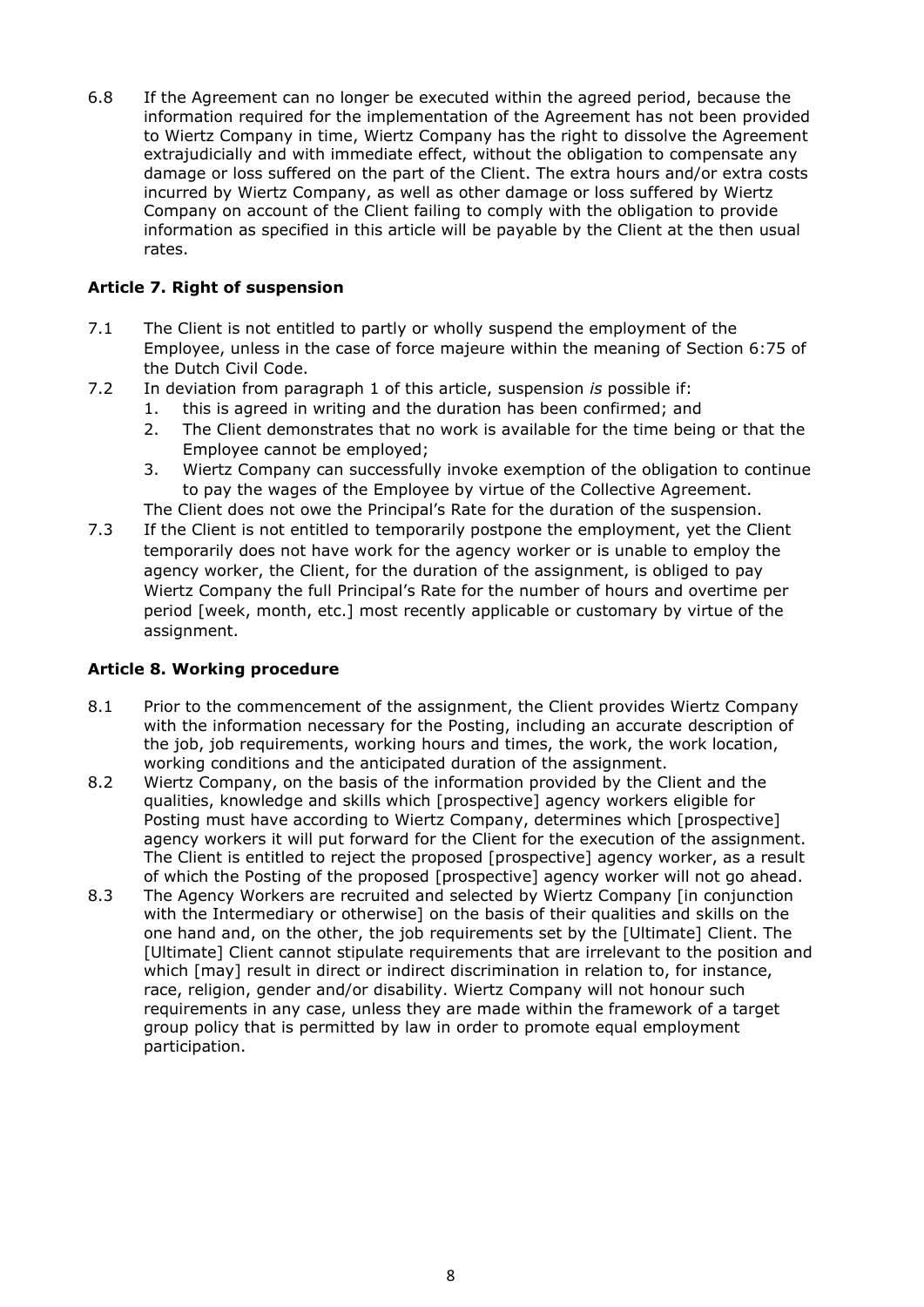6.8 If the Agreement can no longer be executed within the agreed period, because the information required for the implementation of the Agreement has not been provided to Wiertz Company in time, Wiertz Company has the right to dissolve the Agreement extrajudicially and with immediate effect, without the obligation to compensate any damage or loss suffered on the part of the Client. The extra hours and/or extra costs incurred by Wiertz Company, as well as other damage or loss suffered by Wiertz Company on account of the Client failing to comply with the obligation to provide information as specified in this article will be payable by the Client at the then usual rates.

### Article 7. Right of suspension

7.1 The Client is not entitled to partly or wholly suspend the employment of the Employee, unless in the case of force majeure within the meaning of Section 6:75 of the Dutch Civil Code.

7.2 In deviation from paragraph 1 of this article, suspension *is* possible if:
   1. this is agreed in writing and the duration has been confirmed; and
   2. The Client demonstrates that no work is available for the time being or that the Employee cannot be employed;
   3. Wiertz Company can successfully invoke exemption of the obligation to continue to pay the wages of the Employee by virtue of the Collective Agreement.

   The Client does not owe the Principal's Rate for the duration of the suspension.

7.3 If the Client is not entitled to temporarily postpone the employment, yet the Client temporarily does not have work for the agency worker or is unable to employ the agency worker, the Client, for the duration of the assignment, is obliged to pay Wiertz Company the full Principal's Rate for the number of hours and overtime per period [week, month, etc.] most recently applicable or customary by virtue of the assignment.

### Article 8. Working procedure

8.1 Prior to the commencement of the assignment, the Client provides Wiertz Company with the information necessary for the Posting, including an accurate description of the job, job requirements, working hours and times, the work, the work location, working conditions and the anticipated duration of the assignment.

8.2 Wiertz Company, on the basis of the information provided by the Client and the qualities, knowledge and skills which [prospective] agency workers eligible for Posting must have according to Wiertz Company, determines which [prospective] agency workers it will put forward for the Client for the execution of the assignment. The Client is entitled to reject the proposed [prospective] agency worker, as a result of which the Posting of the proposed [prospective] agency worker will not go ahead.

8.3 The Agency Workers are recruited and selected by Wiertz Company [in conjunction with the Intermediary or otherwise] on the basis of their qualities and skills on the one hand and, on the other, the job requirements set by the [Ultimate] Client. The [Ultimate] Client cannot stipulate requirements that are irrelevant to the position and which [may] result in direct or indirect discrimination in relation to, for instance, race, religion, gender and/or disability. Wiertz Company will not honour such requirements in any case, unless they are made within the framework of a target group policy that is permitted by law in order to promote equal employment participation.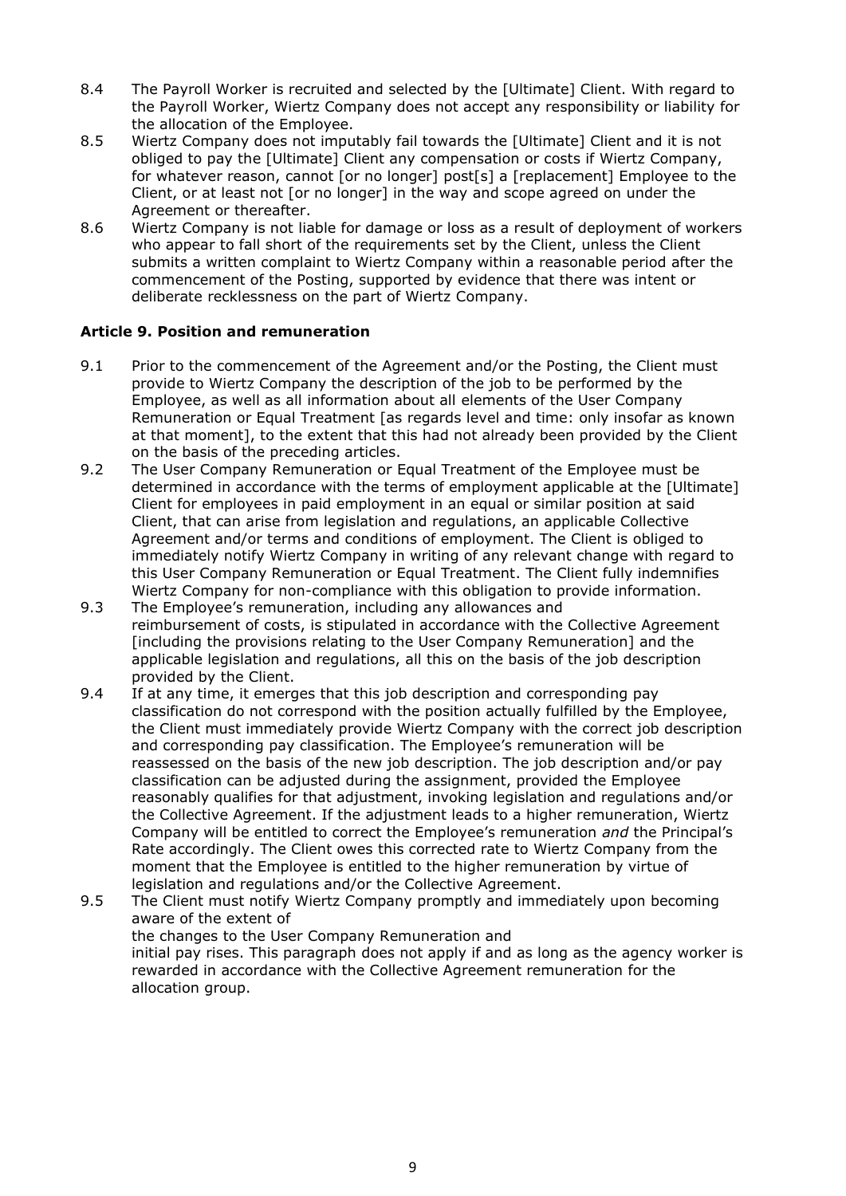8.4 The Payroll Worker is recruited and selected by the [Ultimate] Client. With regard to the Payroll Worker, Wiertz Company does not accept any responsibility or liability for the allocation of the Employee.

8.5 Wiertz Company does not imputably fail towards the [Ultimate] Client and it is not obliged to pay the [Ultimate] Client any compensation or costs if Wiertz Company, for whatever reason, cannot [or no longer] post[s] a [replacement] Employee to the Client, or at least not [or no longer] in the way and scope agreed on under the Agreement or thereafter.

8.6 Wiertz Company is not liable for damage or loss as a result of deployment of workers who appear to fall short of the requirements set by the Client, unless the Client submits a written complaint to Wiertz Company within a reasonable period after the commencement of the Posting, supported by evidence that there was intent or deliberate recklessness on the part of Wiertz Company.

### Article 9. Position and remuneration

9.1 Prior to the commencement of the Agreement and/or the Posting, the Client must provide to Wiertz Company the description of the job to be performed by the Employee, as well as all information about all elements of the User Company Remuneration or Equal Treatment [as regards level and time: only insofar as known at that moment], to the extent that this had not already been provided by the Client on the basis of the preceding articles.

9.2 The User Company Remuneration or Equal Treatment of the Employee must be determined in accordance with the terms of employment applicable at the [Ultimate] Client for employees in paid employment in an equal or similar position at said Client, that can arise from legislation and regulations, an applicable Collective Agreement and/or terms and conditions of employment. The Client is obliged to immediately notify Wiertz Company in writing of any relevant change with regard to this User Company Remuneration or Equal Treatment. The Client fully indemnifies Wiertz Company for non-compliance with this obligation to provide information.

9.3 The Employee's remuneration, including any allowances and reimbursement of costs, is stipulated in accordance with the Collective Agreement [including the provisions relating to the User Company Remuneration] and the applicable legislation and regulations, all this on the basis of the job description provided by the Client.

9.4 If at any time, it emerges that this job description and corresponding pay classification do not correspond with the position actually fulfilled by the Employee, the Client must immediately provide Wiertz Company with the correct job description and corresponding pay classification. The Employee's remuneration will be reassessed on the basis of the new job description. The job description and/or pay classification can be adjusted during the assignment, provided the Employee reasonably qualifies for that adjustment, invoking legislation and regulations and/or the Collective Agreement. If the adjustment leads to a higher remuneration, Wiertz Company will be entitled to correct the Employee's remuneration *and* the Principal's Rate accordingly. The Client owes this corrected rate to Wiertz Company from the moment that the Employee is entitled to the higher remuneration by virtue of legislation and regulations and/or the Collective Agreement.

9.5 The Client must notify Wiertz Company promptly and immediately upon becoming aware of the extent of
the changes to the User Company Remuneration and
initial pay rises. This paragraph does not apply if and as long as the agency worker is rewarded in accordance with the Collective Agreement remuneration for the allocation group.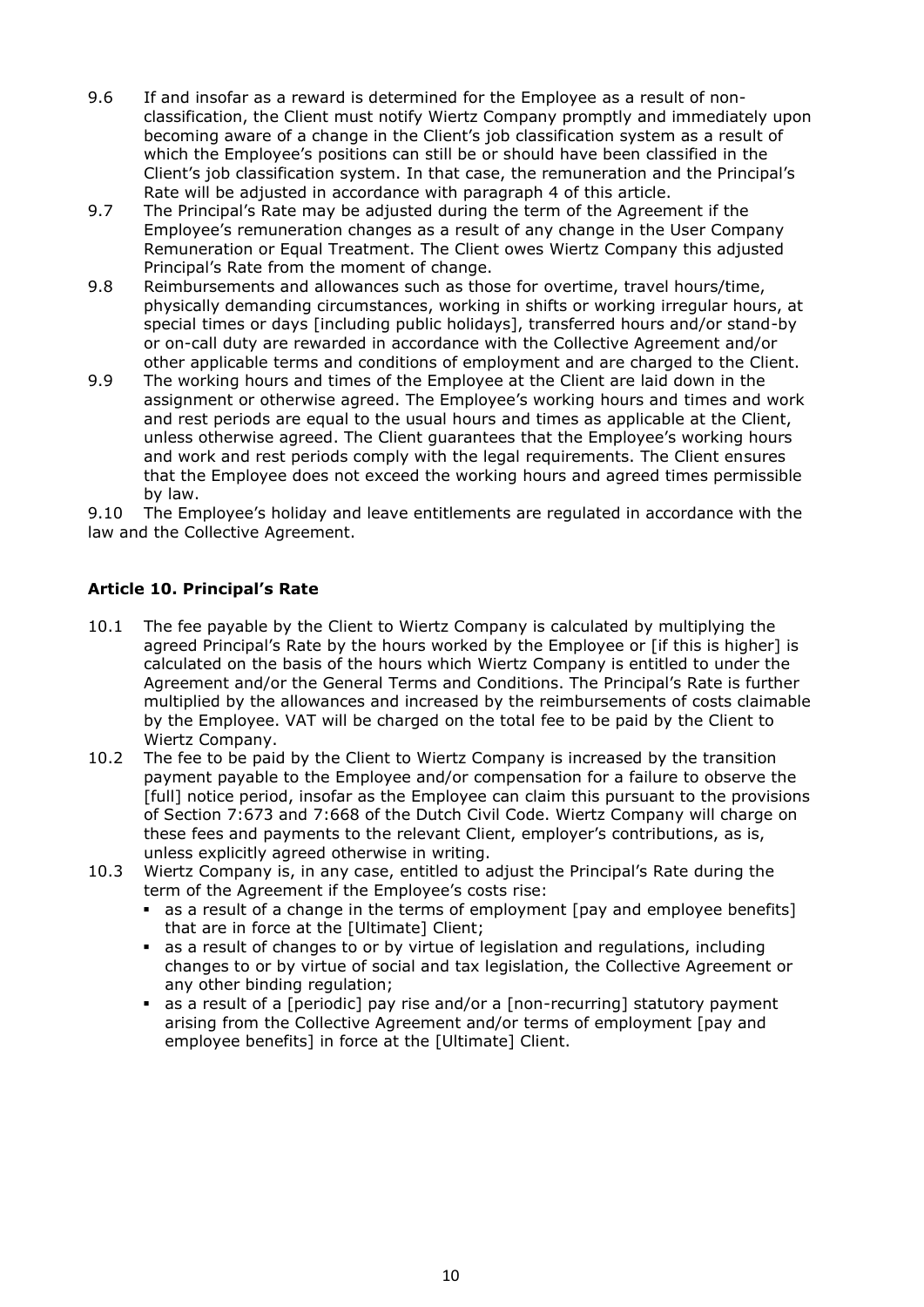9.6 If and insofar as a reward is determined for the Employee as a result of non-classification, the Client must notify Wiertz Company promptly and immediately upon becoming aware of a change in the Client's job classification system as a result of which the Employee's positions can still be or should have been classified in the Client's job classification system. In that case, the remuneration and the Principal's Rate will be adjusted in accordance with paragraph 4 of this article.

9.7 The Principal's Rate may be adjusted during the term of the Agreement if the Employee's remuneration changes as a result of any change in the User Company Remuneration or Equal Treatment. The Client owes Wiertz Company this adjusted Principal's Rate from the moment of change.

9.8 Reimbursements and allowances such as those for overtime, travel hours/time, physically demanding circumstances, working in shifts or working irregular hours, at special times or days [including public holidays], transferred hours and/or stand-by or on-call duty are rewarded in accordance with the Collective Agreement and/or other applicable terms and conditions of employment and are charged to the Client.

9.9 The working hours and times of the Employee at the Client are laid down in the assignment or otherwise agreed. The Employee's working hours and times and work and rest periods are equal to the usual hours and times as applicable at the Client, unless otherwise agreed. The Client guarantees that the Employee's working hours and work and rest periods comply with the legal requirements. The Client ensures that the Employee does not exceed the working hours and agreed times permissible by law.

9.10 The Employee's holiday and leave entitlements are regulated in accordance with the law and the Collective Agreement.

### Article 10. Principal's Rate

10.1 The fee payable by the Client to Wiertz Company is calculated by multiplying the agreed Principal's Rate by the hours worked by the Employee or [if this is higher] is calculated on the basis of the hours which Wiertz Company is entitled to under the Agreement and/or the General Terms and Conditions. The Principal's Rate is further multiplied by the allowances and increased by the reimbursements of costs claimable by the Employee. VAT will be charged on the total fee to be paid by the Client to Wiertz Company.

10.2 The fee to be paid by the Client to Wiertz Company is increased by the transition payment payable to the Employee and/or compensation for a failure to observe the [full] notice period, insofar as the Employee can claim this pursuant to the provisions of Section 7:673 and 7:668 of the Dutch Civil Code. Wiertz Company will charge on these fees and payments to the relevant Client, employer's contributions, as is, unless explicitly agreed otherwise in writing.

10.3 Wiertz Company is, in any case, entitled to adjust the Principal's Rate during the term of the Agreement if the Employee's costs rise:

- as a result of a change in the terms of employment [pay and employee benefits] that are in force at the [Ultimate] Client;
- as a result of changes to or by virtue of legislation and regulations, including changes to or by virtue of social and tax legislation, the Collective Agreement or any other binding regulation;
- as a result of a [periodic] pay rise and/or a [non-recurring] statutory payment arising from the Collective Agreement and/or terms of employment [pay and employee benefits] in force at the [Ultimate] Client.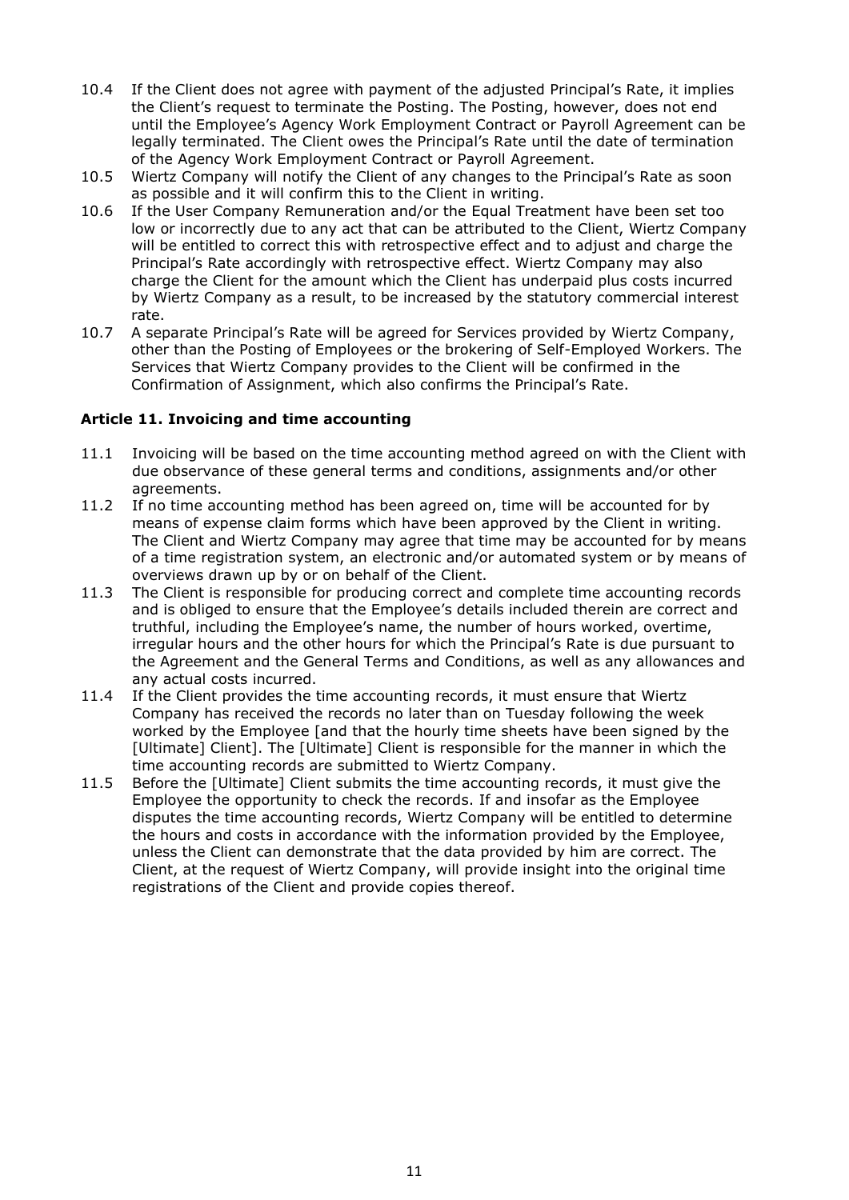10.4 If the Client does not agree with payment of the adjusted Principal's Rate, it implies the Client's request to terminate the Posting. The Posting, however, does not end until the Employee's Agency Work Employment Contract or Payroll Agreement can be legally terminated. The Client owes the Principal's Rate until the date of termination of the Agency Work Employment Contract or Payroll Agreement.

10.5 Wiertz Company will notify the Client of any changes to the Principal's Rate as soon as possible and it will confirm this to the Client in writing.

10.6 If the User Company Remuneration and/or the Equal Treatment have been set too low or incorrectly due to any act that can be attributed to the Client, Wiertz Company will be entitled to correct this with retrospective effect and to adjust and charge the Principal's Rate accordingly with retrospective effect. Wiertz Company may also charge the Client for the amount which the Client has underpaid plus costs incurred by Wiertz Company as a result, to be increased by the statutory commercial interest rate.

10.7 A separate Principal's Rate will be agreed for Services provided by Wiertz Company, other than the Posting of Employees or the brokering of Self-Employed Workers. The Services that Wiertz Company provides to the Client will be confirmed in the Confirmation of Assignment, which also confirms the Principal's Rate.

### Article 11. Invoicing and time accounting

11.1 Invoicing will be based on the time accounting method agreed on with the Client with due observance of these general terms and conditions, assignments and/or other agreements.

11.2 If no time accounting method has been agreed on, time will be accounted for by means of expense claim forms which have been approved by the Client in writing. The Client and Wiertz Company may agree that time may be accounted for by means of a time registration system, an electronic and/or automated system or by means of overviews drawn up by or on behalf of the Client.

11.3 The Client is responsible for producing correct and complete time accounting records and is obliged to ensure that the Employee's details included therein are correct and truthful, including the Employee's name, the number of hours worked, overtime, irregular hours and the other hours for which the Principal's Rate is due pursuant to the Agreement and the General Terms and Conditions, as well as any allowances and any actual costs incurred.

11.4 If the Client provides the time accounting records, it must ensure that Wiertz Company has received the records no later than on Tuesday following the week worked by the Employee [and that the hourly time sheets have been signed by the [Ultimate] Client]. The [Ultimate] Client is responsible for the manner in which the time accounting records are submitted to Wiertz Company.

11.5 Before the [Ultimate] Client submits the time accounting records, it must give the Employee the opportunity to check the records. If and insofar as the Employee disputes the time accounting records, Wiertz Company will be entitled to determine the hours and costs in accordance with the information provided by the Employee, unless the Client can demonstrate that the data provided by him are correct. The Client, at the request of Wiertz Company, will provide insight into the original time registrations of the Client and provide copies thereof.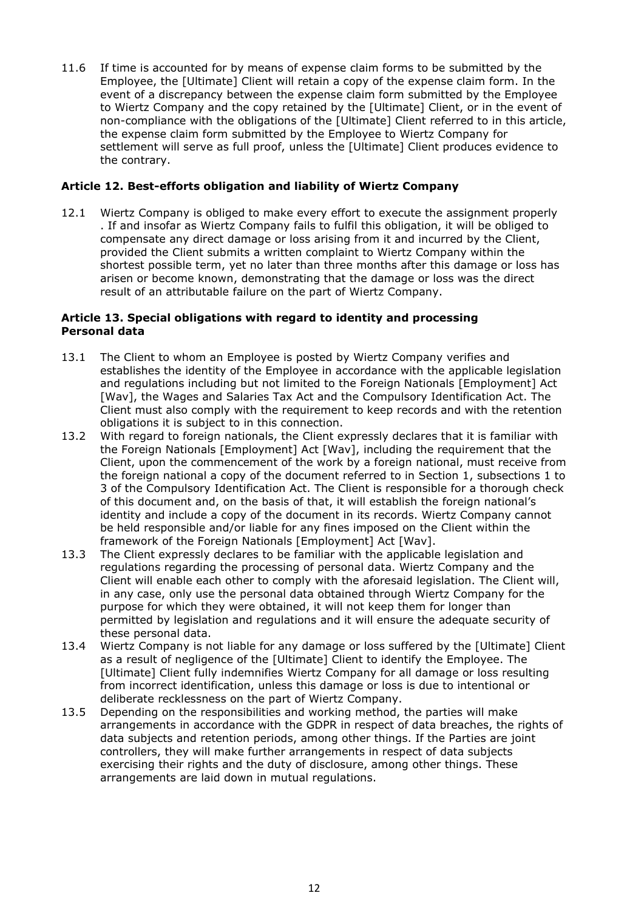11.6 If time is accounted for by means of expense claim forms to be submitted by the Employee, the [Ultimate] Client will retain a copy of the expense claim form. In the event of a discrepancy between the expense claim form submitted by the Employee to Wiertz Company and the copy retained by the [Ultimate] Client, or in the event of non-compliance with the obligations of the [Ultimate] Client referred to in this article, the expense claim form submitted by the Employee to Wiertz Company for settlement will serve as full proof, unless the [Ultimate] Client produces evidence to the contrary.

**Article 12. Best-efforts obligation and liability of Wiertz Company**

12.1 Wiertz Company is obliged to make every effort to execute the assignment properly . If and insofar as Wiertz Company fails to fulfil this obligation, it will be obliged to compensate any direct damage or loss arising from it and incurred by the Client, provided the Client submits a written complaint to Wiertz Company within the shortest possible term, yet no later than three months after this damage or loss has arisen or become known, demonstrating that the damage or loss was the direct result of an attributable failure on the part of Wiertz Company.

**Article 13. Special obligations with regard to identity and processing Personal data**

13.1 The Client to whom an Employee is posted by Wiertz Company verifies and establishes the identity of the Employee in accordance with the applicable legislation and regulations including but not limited to the Foreign Nationals [Employment] Act [Wav], the Wages and Salaries Tax Act and the Compulsory Identification Act. The Client must also comply with the requirement to keep records and with the retention obligations it is subject to in this connection.

13.2 With regard to foreign nationals, the Client expressly declares that it is familiar with the Foreign Nationals [Employment] Act [Wav], including the requirement that the Client, upon the commencement of the work by a foreign national, must receive from the foreign national a copy of the document referred to in Section 1, subsections 1 to 3 of the Compulsory Identification Act. The Client is responsible for a thorough check of this document and, on the basis of that, it will establish the foreign national's identity and include a copy of the document in its records. Wiertz Company cannot be held responsible and/or liable for any fines imposed on the Client within the framework of the Foreign Nationals [Employment] Act [Wav].

13.3 The Client expressly declares to be familiar with the applicable legislation and regulations regarding the processing of personal data. Wiertz Company and the Client will enable each other to comply with the aforesaid legislation. The Client will, in any case, only use the personal data obtained through Wiertz Company for the purpose for which they were obtained, it will not keep them for longer than permitted by legislation and regulations and it will ensure the adequate security of these personal data.

13.4 Wiertz Company is not liable for any damage or loss suffered by the [Ultimate] Client as a result of negligence of the [Ultimate] Client to identify the Employee. The [Ultimate] Client fully indemnifies Wiertz Company for all damage or loss resulting from incorrect identification, unless this damage or loss is due to intentional or deliberate recklessness on the part of Wiertz Company.

13.5 Depending on the responsibilities and working method, the parties will make arrangements in accordance with the GDPR in respect of data breaches, the rights of data subjects and retention periods, among other things. If the Parties are joint controllers, they will make further arrangements in respect of data subjects exercising their rights and the duty of disclosure, among other things. These arrangements are laid down in mutual regulations.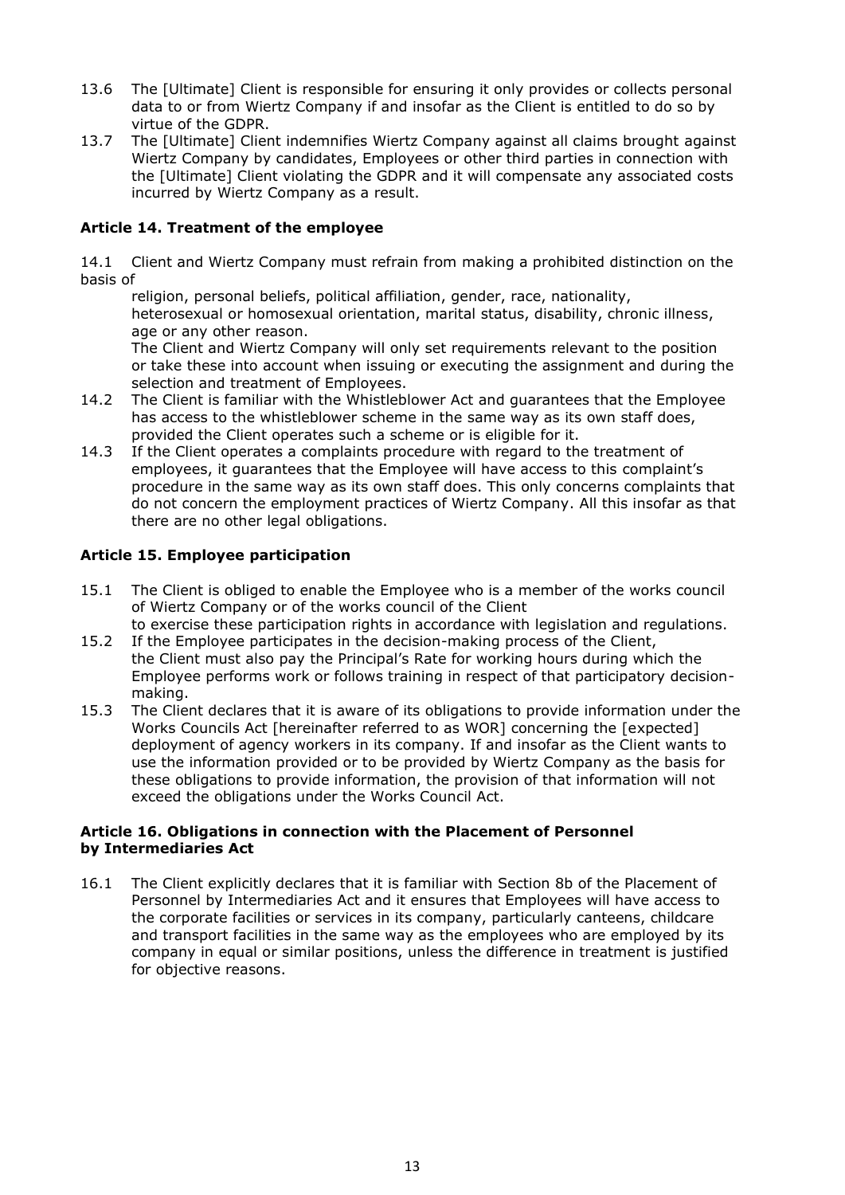13.6 The [Ultimate] Client is responsible for ensuring it only provides or collects personal data to or from Wiertz Company if and insofar as the Client is entitled to do so by virtue of the GDPR.

13.7 The [Ultimate] Client indemnifies Wiertz Company against all claims brought against Wiertz Company by candidates, Employees or other third parties in connection with the [Ultimate] Client violating the GDPR and it will compensate any associated costs incurred by Wiertz Company as a result.

### Article 14. Treatment of the employee

14.1 Client and Wiertz Company must refrain from making a prohibited distinction on the basis of religion, personal beliefs, political affiliation, gender, race, nationality, heterosexual or homosexual orientation, marital status, disability, chronic illness, age or any other reason.
The Client and Wiertz Company will only set requirements relevant to the position or take these into account when issuing or executing the assignment and during the selection and treatment of Employees.

14.2 The Client is familiar with the Whistleblower Act and guarantees that the Employee has access to the whistleblower scheme in the same way as its own staff does, provided the Client operates such a scheme or is eligible for it.

14.3 If the Client operates a complaints procedure with regard to the treatment of employees, it guarantees that the Employee will have access to this complaint's procedure in the same way as its own staff does. This only concerns complaints that do not concern the employment practices of Wiertz Company. All this insofar as that there are no other legal obligations.

### Article 15. Employee participation

15.1 The Client is obliged to enable the Employee who is a member of the works council of Wiertz Company or of the works council of the Client to exercise these participation rights in accordance with legislation and regulations.

15.2 If the Employee participates in the decision-making process of the Client, the Client must also pay the Principal's Rate for working hours during which the Employee performs work or follows training in respect of that participatory decision-making.

15.3 The Client declares that it is aware of its obligations to provide information under the Works Councils Act [hereinafter referred to as WOR] concerning the [expected] deployment of agency workers in its company. If and insofar as the Client wants to use the information provided or to be provided by Wiertz Company as the basis for these obligations to provide information, the provision of that information will not exceed the obligations under the Works Council Act.

### Article 16. Obligations in connection with the Placement of Personnel by Intermediaries Act

16.1 The Client explicitly declares that it is familiar with Section 8b of the Placement of Personnel by Intermediaries Act and it ensures that Employees will have access to the corporate facilities or services in its company, particularly canteens, childcare and transport facilities in the same way as the employees who are employed by its company in equal or similar positions, unless the difference in treatment is justified for objective reasons.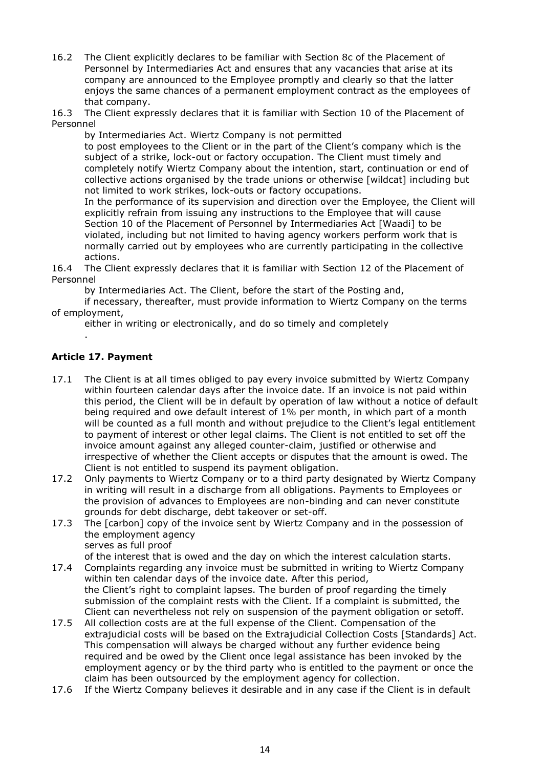16.2 The Client explicitly declares to be familiar with Section 8c of the Placement of Personnel by Intermediaries Act and ensures that any vacancies that arise at its company are announced to the Employee promptly and clearly so that the latter enjoys the same chances of a permanent employment contract as the employees of that company.

16.3 The Client expressly declares that it is familiar with Section 10 of the Placement of Personnel by Intermediaries Act. Wiertz Company is not permitted to post employees to the Client or in the part of the Client's company which is the subject of a strike, lock-out or factory occupation. The Client must timely and completely notify Wiertz Company about the intention, start, continuation or end of collective actions organised by the trade unions or otherwise [wildcat] including but not limited to work strikes, lock-outs or factory occupations.

In the performance of its supervision and direction over the Employee, the Client will explicitly refrain from issuing any instructions to the Employee that will cause Section 10 of the Placement of Personnel by Intermediaries Act [Waadi] to be violated, including but not limited to having agency workers perform work that is normally carried out by employees who are currently participating in the collective actions.

16.4 The Client expressly declares that it is familiar with Section 12 of the Placement of Personnel by Intermediaries Act. The Client, before the start of the Posting and, if necessary, thereafter, must provide information to Wiertz Company on the terms of employment, either in writing or electronically, and do so timely and completely.

## Article 17. Payment

17.1 The Client is at all times obliged to pay every invoice submitted by Wiertz Company within fourteen calendar days after the invoice date. If an invoice is not paid within this period, the Client will be in default by operation of law without a notice of default being required and owe default interest of 1% per month, in which part of a month will be counted as a full month and without prejudice to the Client's legal entitlement to payment of interest or other legal claims. The Client is not entitled to set off the invoice amount against any alleged counter-claim, justified or otherwise and irrespective of whether the Client accepts or disputes that the amount is owed. The Client is not entitled to suspend its payment obligation.

17.2 Only payments to Wiertz Company or to a third party designated by Wiertz Company in writing will result in a discharge from all obligations. Payments to Employees or the provision of advances to Employees are non-binding and can never constitute grounds for debt discharge, debt takeover or set-off.

17.3 The [carbon] copy of the invoice sent by Wiertz Company and in the possession of the employment agency serves as full proof of the interest that is owed and the day on which the interest calculation starts.

17.4 Complaints regarding any invoice must be submitted in writing to Wiertz Company within ten calendar days of the invoice date. After this period, the Client's right to complaint lapses. The burden of proof regarding the timely submission of the complaint rests with the Client. If a complaint is submitted, the Client can nevertheless not rely on suspension of the payment obligation or setoff.

17.5 All collection costs are at the full expense of the Client. Compensation of the extrajudicial costs will be based on the Extrajudicial Collection Costs [Standards] Act. This compensation will always be charged without any further evidence being required and be owed by the Client once legal assistance has been invoked by the employment agency or by the third party who is entitled to the payment or once the claim has been outsourced by the employment agency for collection.

17.6 If the Wiertz Company believes it desirable and in any case if the Client is in default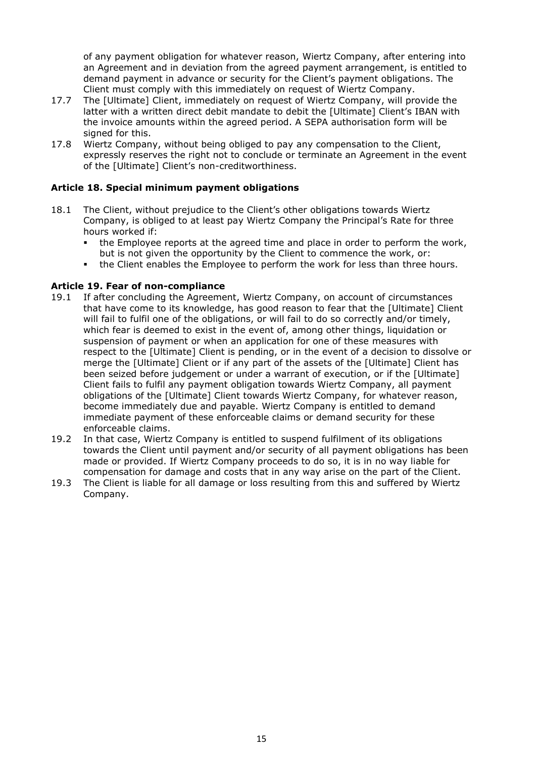of any payment obligation for whatever reason, Wiertz Company, after entering into an Agreement and in deviation from the agreed payment arrangement, is entitled to demand payment in advance or security for the Client's payment obligations. The Client must comply with this immediately on request of Wiertz Company.

17.7 The [Ultimate] Client, immediately on request of Wiertz Company, will provide the latter with a written direct debit mandate to debit the [Ultimate] Client's IBAN with the invoice amounts within the agreed period. A SEPA authorisation form will be signed for this.

17.8 Wiertz Company, without being obliged to pay any compensation to the Client, expressly reserves the right not to conclude or terminate an Agreement in the event of the [Ultimate] Client's non-creditworthiness.

### Article 18. Special minimum payment obligations

18.1 The Client, without prejudice to the Client's other obligations towards Wiertz Company, is obliged to at least pay Wiertz Company the Principal's Rate for three hours worked if:

- the Employee reports at the agreed time and place in order to perform the work, but is not given the opportunity by the Client to commence the work, or:
- the Client enables the Employee to perform the work for less than three hours.

### Article 19. Fear of non-compliance

19.1 If after concluding the Agreement, Wiertz Company, on account of circumstances that have come to its knowledge, has good reason to fear that the [Ultimate] Client will fail to fulfil one of the obligations, or will fail to do so correctly and/or timely, which fear is deemed to exist in the event of, among other things, liquidation or suspension of payment or when an application for one of these measures with respect to the [Ultimate] Client is pending, or in the event of a decision to dissolve or merge the [Ultimate] Client or if any part of the assets of the [Ultimate] Client has been seized before judgement or under a warrant of execution, or if the [Ultimate] Client fails to fulfil any payment obligation towards Wiertz Company, all payment obligations of the [Ultimate] Client towards Wiertz Company, for whatever reason, become immediately due and payable. Wiertz Company is entitled to demand immediate payment of these enforceable claims or demand security for these enforceable claims.

19.2 In that case, Wiertz Company is entitled to suspend fulfilment of its obligations towards the Client until payment and/or security of all payment obligations has been made or provided. If Wiertz Company proceeds to do so, it is in no way liable for compensation for damage and costs that in any way arise on the part of the Client.

19.3 The Client is liable for all damage or loss resulting from this and suffered by Wiertz Company.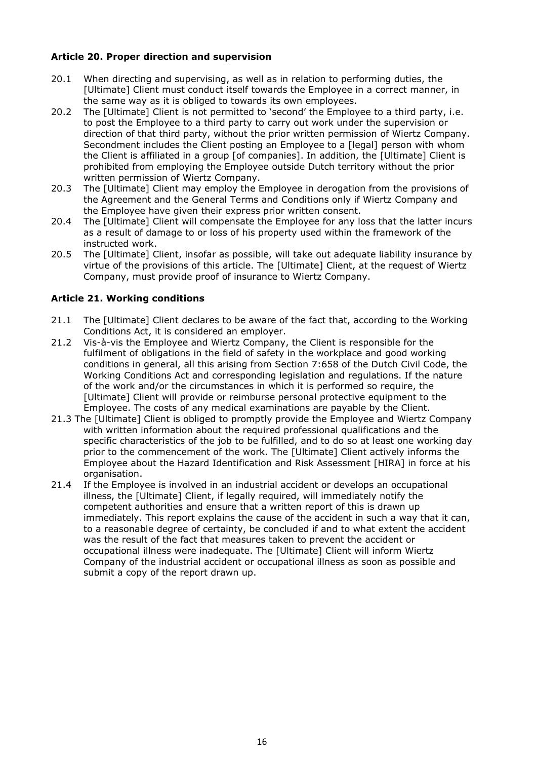**Article 20. Proper direction and supervision**

20.1 When directing and supervising, as well as in relation to performing duties, the [Ultimate] Client must conduct itself towards the Employee in a correct manner, in the same way as it is obliged to towards its own employees.

20.2 The [Ultimate] Client is not permitted to 'second' the Employee to a third party, i.e. to post the Employee to a third party to carry out work under the supervision or direction of that third party, without the prior written permission of Wiertz Company. Secondment includes the Client posting an Employee to a [legal] person with whom the Client is affiliated in a group [of companies]. In addition, the [Ultimate] Client is prohibited from employing the Employee outside Dutch territory without the prior written permission of Wiertz Company.

20.3 The [Ultimate] Client may employ the Employee in derogation from the provisions of the Agreement and the General Terms and Conditions only if Wiertz Company and the Employee have given their express prior written consent.

20.4 The [Ultimate] Client will compensate the Employee for any loss that the latter incurs as a result of damage to or loss of his property used within the framework of the instructed work.

20.5 The [Ultimate] Client, insofar as possible, will take out adequate liability insurance by virtue of the provisions of this article. The [Ultimate] Client, at the request of Wiertz Company, must provide proof of insurance to Wiertz Company.

**Article 21. Working conditions**

21.1 The [Ultimate] Client declares to be aware of the fact that, according to the Working Conditions Act, it is considered an employer.

21.2 Vis-à-vis the Employee and Wiertz Company, the Client is responsible for the fulfilment of obligations in the field of safety in the workplace and good working conditions in general, all this arising from Section 7:658 of the Dutch Civil Code, the Working Conditions Act and corresponding legislation and regulations. If the nature of the work and/or the circumstances in which it is performed so require, the [Ultimate] Client will provide or reimburse personal protective equipment to the Employee. The costs of any medical examinations are payable by the Client.

21.3 The [Ultimate] Client is obliged to promptly provide the Employee and Wiertz Company with written information about the required professional qualifications and the specific characteristics of the job to be fulfilled, and to do so at least one working day prior to the commencement of the work. The [Ultimate] Client actively informs the Employee about the Hazard Identification and Risk Assessment [HIRA] in force at his organisation.

21.4 If the Employee is involved in an industrial accident or develops an occupational illness, the [Ultimate] Client, if legally required, will immediately notify the competent authorities and ensure that a written report of this is drawn up immediately. This report explains the cause of the accident in such a way that it can, to a reasonable degree of certainty, be concluded if and to what extent the accident was the result of the fact that measures taken to prevent the accident or occupational illness were inadequate. The [Ultimate] Client will inform Wiertz Company of the industrial accident or occupational illness as soon as possible and submit a copy of the report drawn up.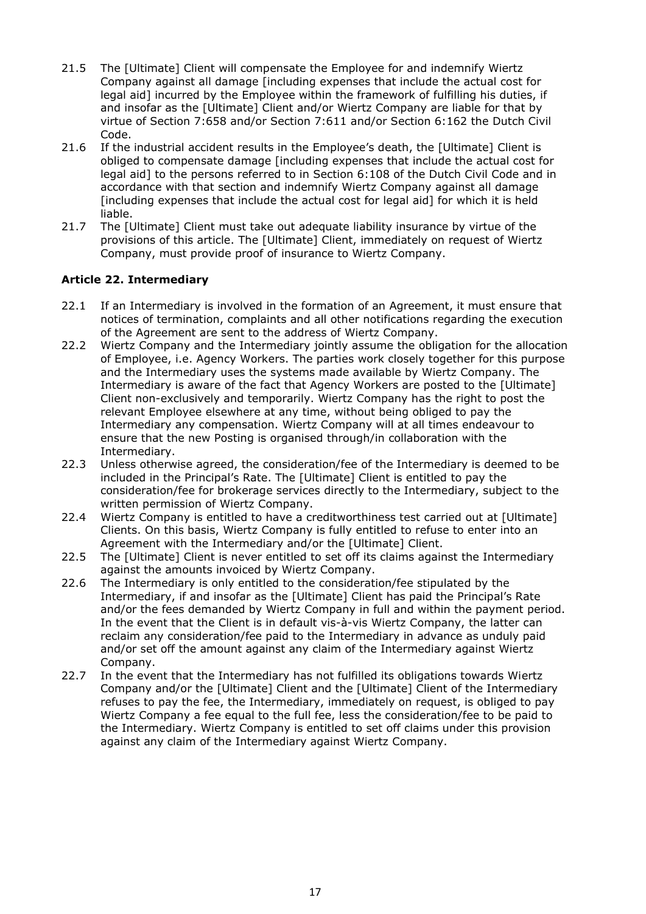21.5 The [Ultimate] Client will compensate the Employee for and indemnify Wiertz Company against all damage [including expenses that include the actual cost for legal aid] incurred by the Employee within the framework of fulfilling his duties, if and insofar as the [Ultimate] Client and/or Wiertz Company are liable for that by virtue of Section 7:658 and/or Section 7:611 and/or Section 6:162 the Dutch Civil Code.

21.6 If the industrial accident results in the Employee's death, the [Ultimate] Client is obliged to compensate damage [including expenses that include the actual cost for legal aid] to the persons referred to in Section 6:108 of the Dutch Civil Code and in accordance with that section and indemnify Wiertz Company against all damage [including expenses that include the actual cost for legal aid] for which it is held liable.

21.7 The [Ultimate] Client must take out adequate liability insurance by virtue of the provisions of this article. The [Ultimate] Client, immediately on request of Wiertz Company, must provide proof of insurance to Wiertz Company.

### Article 22. Intermediary

22.1 If an Intermediary is involved in the formation of an Agreement, it must ensure that notices of termination, complaints and all other notifications regarding the execution of the Agreement are sent to the address of Wiertz Company.

22.2 Wiertz Company and the Intermediary jointly assume the obligation for the allocation of Employee, i.e. Agency Workers. The parties work closely together for this purpose and the Intermediary uses the systems made available by Wiertz Company. The Intermediary is aware of the fact that Agency Workers are posted to the [Ultimate] Client non-exclusively and temporarily. Wiertz Company has the right to post the relevant Employee elsewhere at any time, without being obliged to pay the Intermediary any compensation. Wiertz Company will at all times endeavour to ensure that the new Posting is organised through/in collaboration with the Intermediary.

22.3 Unless otherwise agreed, the consideration/fee of the Intermediary is deemed to be included in the Principal's Rate. The [Ultimate] Client is entitled to pay the consideration/fee for brokerage services directly to the Intermediary, subject to the written permission of Wiertz Company.

22.4 Wiertz Company is entitled to have a creditworthiness test carried out at [Ultimate] Clients. On this basis, Wiertz Company is fully entitled to refuse to enter into an Agreement with the Intermediary and/or the [Ultimate] Client.

22.5 The [Ultimate] Client is never entitled to set off its claims against the Intermediary against the amounts invoiced by Wiertz Company.

22.6 The Intermediary is only entitled to the consideration/fee stipulated by the Intermediary, if and insofar as the [Ultimate] Client has paid the Principal's Rate and/or the fees demanded by Wiertz Company in full and within the payment period. In the event that the Client is in default vis-à-vis Wiertz Company, the latter can reclaim any consideration/fee paid to the Intermediary in advance as unduly paid and/or set off the amount against any claim of the Intermediary against Wiertz Company.

22.7 In the event that the Intermediary has not fulfilled its obligations towards Wiertz Company and/or the [Ultimate] Client and the [Ultimate] Client of the Intermediary refuses to pay the fee, the Intermediary, immediately on request, is obliged to pay Wiertz Company a fee equal to the full fee, less the consideration/fee to be paid to the Intermediary. Wiertz Company is entitled to set off claims under this provision against any claim of the Intermediary against Wiertz Company.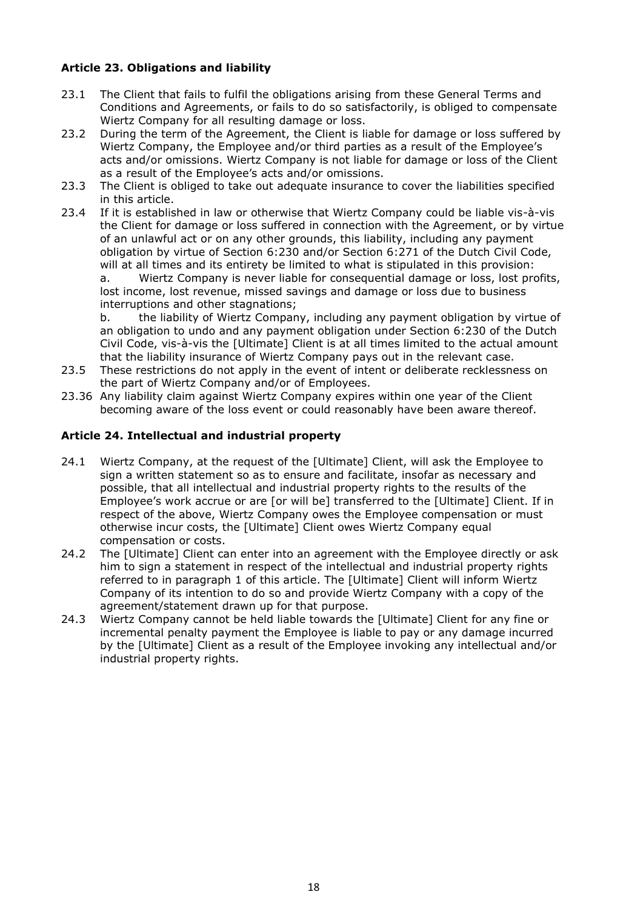### Article 23. Obligations and liability

23.1 The Client that fails to fulfil the obligations arising from these General Terms and Conditions and Agreements, or fails to do so satisfactorily, is obliged to compensate Wiertz Company for all resulting damage or loss.

23.2 During the term of the Agreement, the Client is liable for damage or loss suffered by Wiertz Company, the Employee and/or third parties as a result of the Employee's acts and/or omissions. Wiertz Company is not liable for damage or loss of the Client as a result of the Employee's acts and/or omissions.

23.3 The Client is obliged to take out adequate insurance to cover the liabilities specified in this article.

23.4 If it is established in law or otherwise that Wiertz Company could be liable vis-à-vis the Client for damage or loss suffered in connection with the Agreement, or by virtue of an unlawful act or on any other grounds, this liability, including any payment obligation by virtue of Section 6:230 and/or Section 6:271 of the Dutch Civil Code, will at all times and its entirety be limited to what is stipulated in this provision:

a. Wiertz Company is never liable for consequential damage or loss, lost profits, lost income, lost revenue, missed savings and damage or loss due to business interruptions and other stagnations;

b. the liability of Wiertz Company, including any payment obligation by virtue of an obligation to undo and any payment obligation under Section 6:230 of the Dutch Civil Code, vis-à-vis the [Ultimate] Client is at all times limited to the actual amount that the liability insurance of Wiertz Company pays out in the relevant case.

23.5 These restrictions do not apply in the event of intent or deliberate recklessness on the part of Wiertz Company and/or of Employees.

23.36 Any liability claim against Wiertz Company expires within one year of the Client becoming aware of the loss event or could reasonably have been aware thereof.

### Article 24. Intellectual and industrial property

24.1 Wiertz Company, at the request of the [Ultimate] Client, will ask the Employee to sign a written statement so as to ensure and facilitate, insofar as necessary and possible, that all intellectual and industrial property rights to the results of the Employee's work accrue or are [or will be] transferred to the [Ultimate] Client. If in respect of the above, Wiertz Company owes the Employee compensation or must otherwise incur costs, the [Ultimate] Client owes Wiertz Company equal compensation or costs.

24.2 The [Ultimate] Client can enter into an agreement with the Employee directly or ask him to sign a statement in respect of the intellectual and industrial property rights referred to in paragraph 1 of this article. The [Ultimate] Client will inform Wiertz Company of its intention to do so and provide Wiertz Company with a copy of the agreement/statement drawn up for that purpose.

24.3 Wiertz Company cannot be held liable towards the [Ultimate] Client for any fine or incremental penalty payment the Employee is liable to pay or any damage incurred by the [Ultimate] Client as a result of the Employee invoking any intellectual and/or industrial property rights.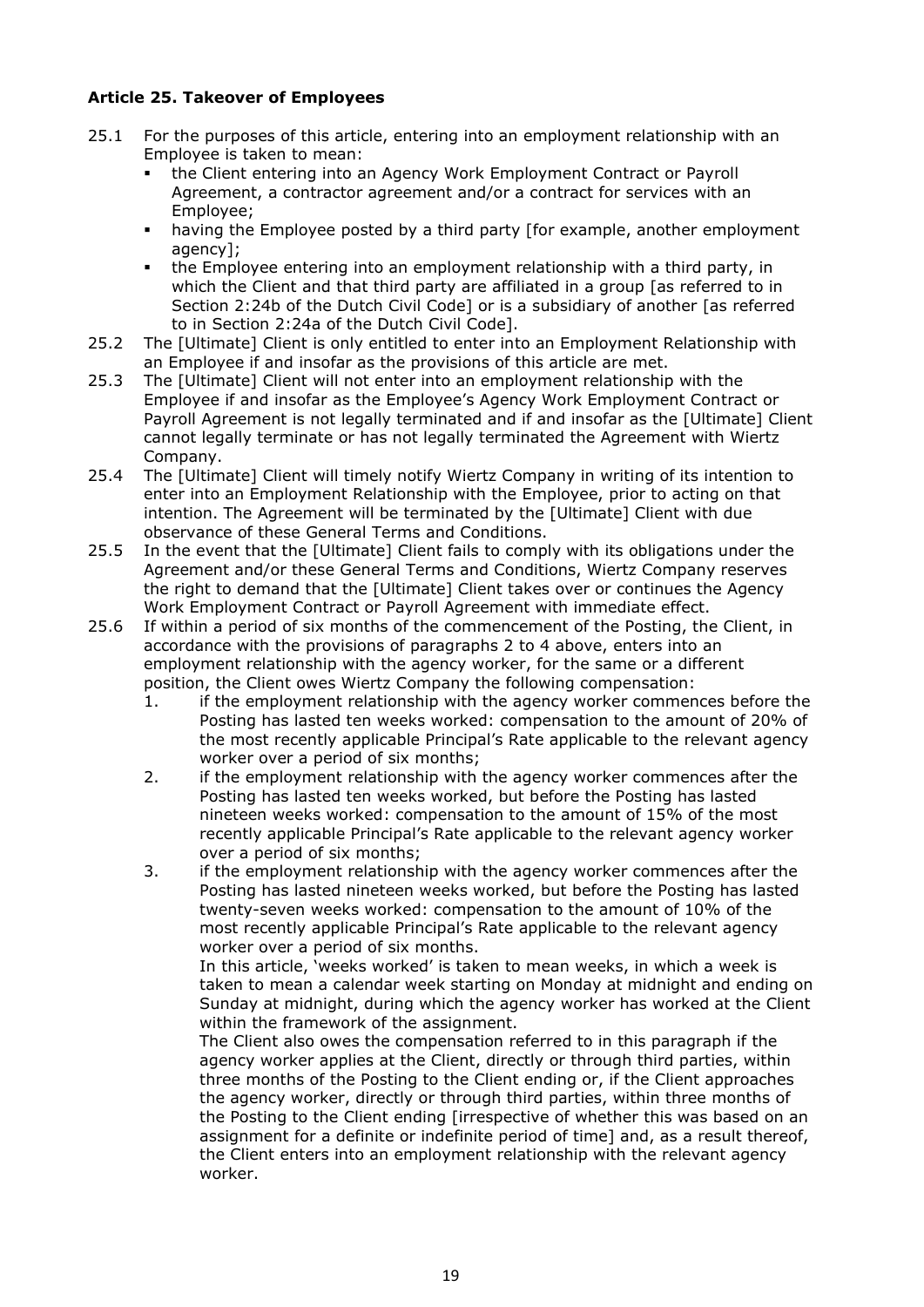### Article 25. Takeover of Employees

25.1 For the purposes of this article, entering into an employment relationship with an Employee is taken to mean:
- the Client entering into an Agency Work Employment Contract or Payroll Agreement, a contractor agreement and/or a contract for services with an Employee;
- having the Employee posted by a third party [for example, another employment agency];
- the Employee entering into an employment relationship with a third party, in which the Client and that third party are affiliated in a group [as referred to in Section 2:24b of the Dutch Civil Code] or is a subsidiary of another [as referred to in Section 2:24a of the Dutch Civil Code].

25.2 The [Ultimate] Client is only entitled to enter into an Employment Relationship with an Employee if and insofar as the provisions of this article are met.

25.3 The [Ultimate] Client will not enter into an employment relationship with the Employee if and insofar as the Employee's Agency Work Employment Contract or Payroll Agreement is not legally terminated and if and insofar as the [Ultimate] Client cannot legally terminate or has not legally terminated the Agreement with Wiertz Company.

25.4 The [Ultimate] Client will timely notify Wiertz Company in writing of its intention to enter into an Employment Relationship with the Employee, prior to acting on that intention. The Agreement will be terminated by the [Ultimate] Client with due observance of these General Terms and Conditions.

25.5 In the event that the [Ultimate] Client fails to comply with its obligations under the Agreement and/or these General Terms and Conditions, Wiertz Company reserves the right to demand that the [Ultimate] Client takes over or continues the Agency Work Employment Contract or Payroll Agreement with immediate effect.

25.6 If within a period of six months of the commencement of the Posting, the Client, in accordance with the provisions of paragraphs 2 to 4 above, enters into an employment relationship with the agency worker, for the same or a different position, the Client owes Wiertz Company the following compensation:

1. if the employment relationship with the agency worker commences before the Posting has lasted ten weeks worked: compensation to the amount of 20% of the most recently applicable Principal's Rate applicable to the relevant agency worker over a period of six months;
2. if the employment relationship with the agency worker commences after the Posting has lasted ten weeks worked, but before the Posting has lasted nineteen weeks worked: compensation to the amount of 15% of the most recently applicable Principal's Rate applicable to the relevant agency worker over a period of six months;
3. if the employment relationship with the agency worker commences after the Posting has lasted nineteen weeks worked, but before the Posting has lasted twenty-seven weeks worked: compensation to the amount of 10% of the most recently applicable Principal's Rate applicable to the relevant agency worker over a period of six months.

In this article, 'weeks worked' is taken to mean weeks, in which a week is taken to mean a calendar week starting on Monday at midnight and ending on Sunday at midnight, during which the agency worker has worked at the Client within the framework of the assignment.

The Client also owes the compensation referred to in this paragraph if the agency worker applies at the Client, directly or through third parties, within three months of the Posting to the Client ending or, if the Client approaches the agency worker, directly or through third parties, within three months of the Posting to the Client ending [irrespective of whether this was based on an assignment for a definite or indefinite period of time] and, as a result thereof, the Client enters into an employment relationship with the relevant agency worker.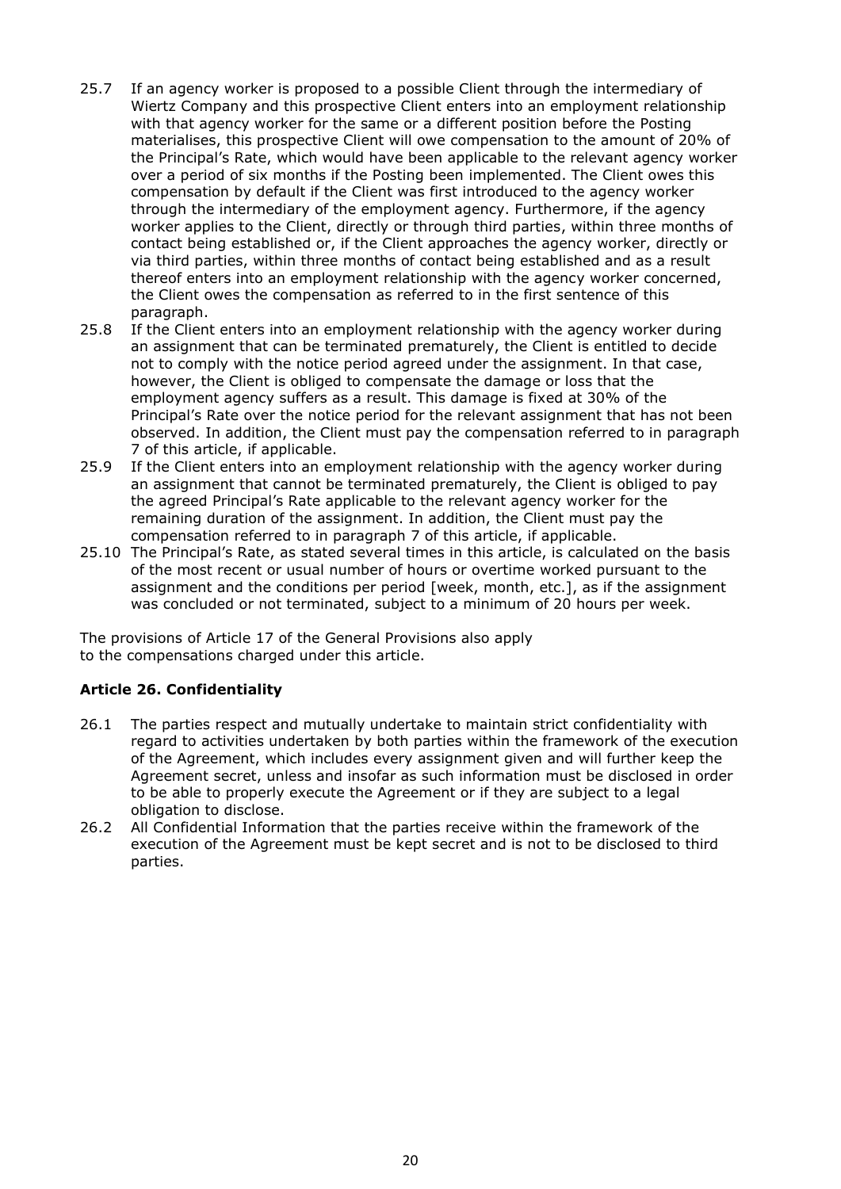25.7 If an agency worker is proposed to a possible Client through the intermediary of Wiertz Company and this prospective Client enters into an employment relationship with that agency worker for the same or a different position before the Posting materialises, this prospective Client will owe compensation to the amount of 20% of the Principal's Rate, which would have been applicable to the relevant agency worker over a period of six months if the Posting been implemented. The Client owes this compensation by default if the Client was first introduced to the agency worker through the intermediary of the employment agency. Furthermore, if the agency worker applies to the Client, directly or through third parties, within three months of contact being established or, if the Client approaches the agency worker, directly or via third parties, within three months of contact being established and as a result thereof enters into an employment relationship with the agency worker concerned, the Client owes the compensation as referred to in the first sentence of this paragraph.

25.8 If the Client enters into an employment relationship with the agency worker during an assignment that can be terminated prematurely, the Client is entitled to decide not to comply with the notice period agreed under the assignment. In that case, however, the Client is obliged to compensate the damage or loss that the employment agency suffers as a result. This damage is fixed at 30% of the Principal's Rate over the notice period for the relevant assignment that has not been observed. In addition, the Client must pay the compensation referred to in paragraph 7 of this article, if applicable.

25.9 If the Client enters into an employment relationship with the agency worker during an assignment that cannot be terminated prematurely, the Client is obliged to pay the agreed Principal's Rate applicable to the relevant agency worker for the remaining duration of the assignment. In addition, the Client must pay the compensation referred to in paragraph 7 of this article, if applicable.

25.10 The Principal's Rate, as stated several times in this article, is calculated on the basis of the most recent or usual number of hours or overtime worked pursuant to the assignment and the conditions per period [week, month, etc.], as if the assignment was concluded or not terminated, subject to a minimum of 20 hours per week.

The provisions of Article 17 of the General Provisions also apply to the compensations charged under this article.

### Article 26. Confidentiality

26.1 The parties respect and mutually undertake to maintain strict confidentiality with regard to activities undertaken by both parties within the framework of the execution of the Agreement, which includes every assignment given and will further keep the Agreement secret, unless and insofar as such information must be disclosed in order to be able to properly execute the Agreement or if they are subject to a legal obligation to disclose.

26.2 All Confidential Information that the parties receive within the framework of the execution of the Agreement must be kept secret and is not to be disclosed to third parties.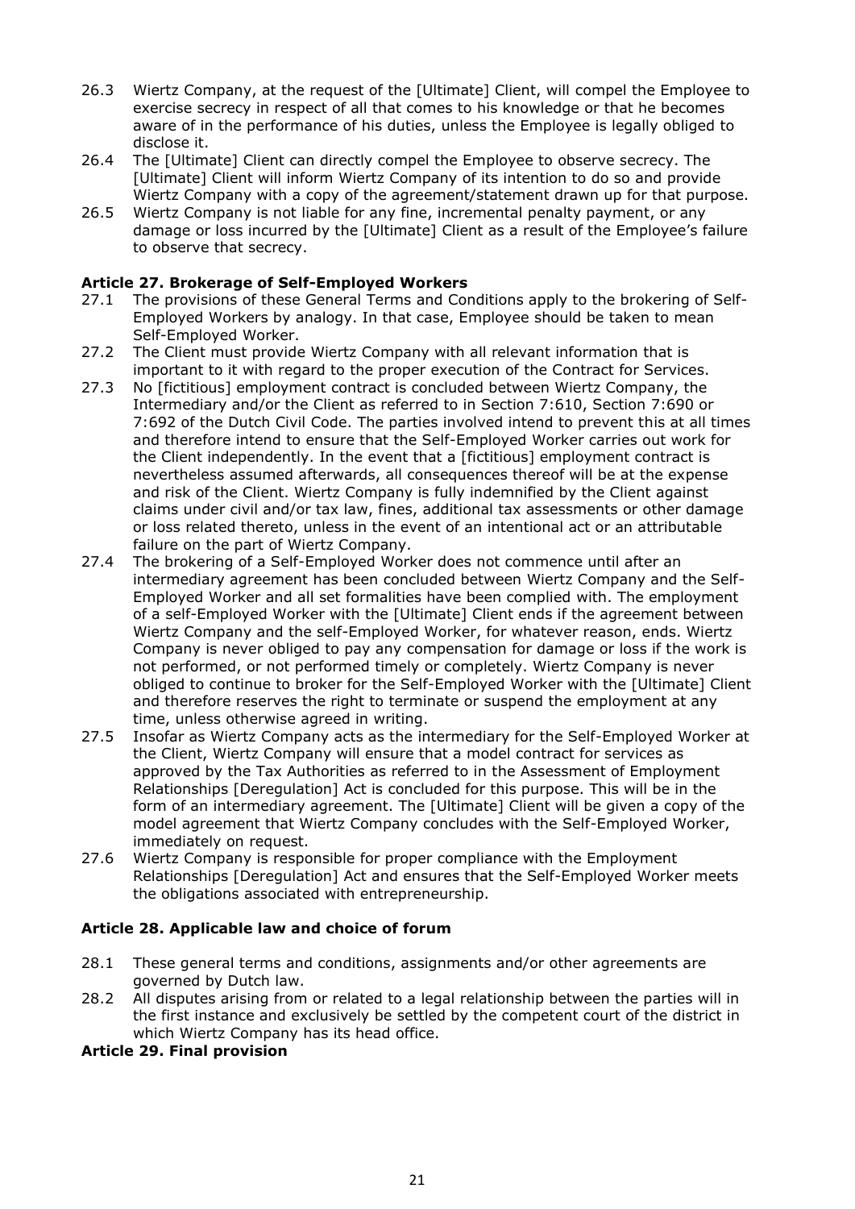26.3 Wiertz Company, at the request of the [Ultimate] Client, will compel the Employee to exercise secrecy in respect of all that comes to his knowledge or that he becomes aware of in the performance of his duties, unless the Employee is legally obliged to disclose it.

26.4 The [Ultimate] Client can directly compel the Employee to observe secrecy. The [Ultimate] Client will inform Wiertz Company of its intention to do so and provide Wiertz Company with a copy of the agreement/statement drawn up for that purpose.

26.5 Wiertz Company is not liable for any fine, incremental penalty payment, or any damage or loss incurred by the [Ultimate] Client as a result of the Employee's failure to observe that secrecy.

**Article 27. Brokerage of Self-Employed Workers**

27.1 The provisions of these General Terms and Conditions apply to the brokering of Self-Employed Workers by analogy. In that case, Employee should be taken to mean Self-Employed Worker.

27.2 The Client must provide Wiertz Company with all relevant information that is important to it with regard to the proper execution of the Contract for Services.

27.3 No [fictitious] employment contract is concluded between Wiertz Company, the Intermediary and/or the Client as referred to in Section 7:610, Section 7:690 or 7:692 of the Dutch Civil Code. The parties involved intend to prevent this at all times and therefore intend to ensure that the Self-Employed Worker carries out work for the Client independently. In the event that a [fictitious] employment contract is nevertheless assumed afterwards, all consequences thereof will be at the expense and risk of the Client. Wiertz Company is fully indemnified by the Client against claims under civil and/or tax law, fines, additional tax assessments or other damage or loss related thereto, unless in the event of an intentional act or an attributable failure on the part of Wiertz Company.

27.4 The brokering of a Self-Employed Worker does not commence until after an intermediary agreement has been concluded between Wiertz Company and the Self-Employed Worker and all set formalities have been complied with. The employment of a self-Employed Worker with the [Ultimate] Client ends if the agreement between Wiertz Company and the self-Employed Worker, for whatever reason, ends. Wiertz Company is never obliged to pay any compensation for damage or loss if the work is not performed, or not performed timely or completely. Wiertz Company is never obliged to continue to broker for the Self-Employed Worker with the [Ultimate] Client and therefore reserves the right to terminate or suspend the employment at any time, unless otherwise agreed in writing.

27.5 Insofar as Wiertz Company acts as the intermediary for the Self-Employed Worker at the Client, Wiertz Company will ensure that a model contract for services as approved by the Tax Authorities as referred to in the Assessment of Employment Relationships [Deregulation] Act is concluded for this purpose. This will be in the form of an intermediary agreement. The [Ultimate] Client will be given a copy of the model agreement that Wiertz Company concludes with the Self-Employed Worker, immediately on request.

27.6 Wiertz Company is responsible for proper compliance with the Employment Relationships [Deregulation] Act and ensures that the Self-Employed Worker meets the obligations associated with entrepreneurship.

**Article 28. Applicable law and choice of forum**

28.1 These general terms and conditions, assignments and/or other agreements are governed by Dutch law.

28.2 All disputes arising from or related to a legal relationship between the parties will in the first instance and exclusively be settled by the competent court of the district in which Wiertz Company has its head office.

**Article 29. Final provision**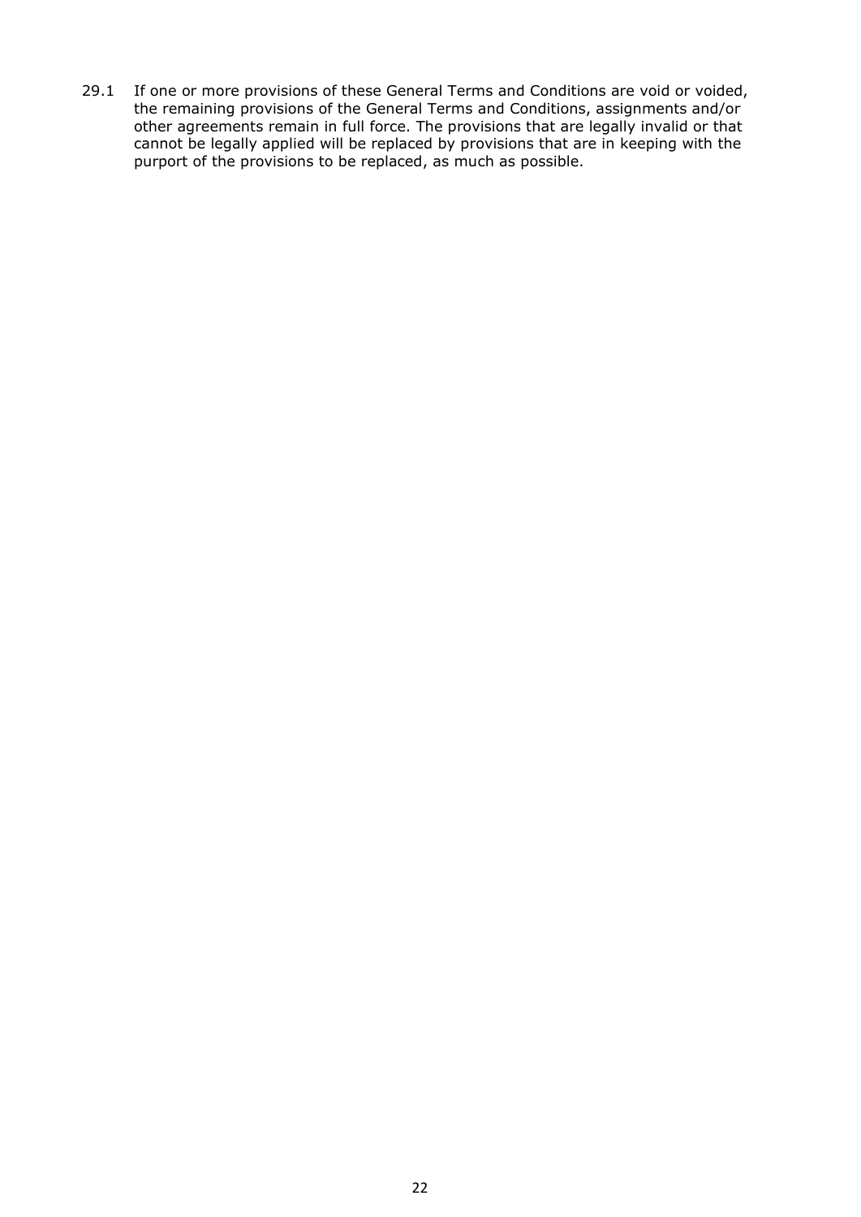29.1 If one or more provisions of these General Terms and Conditions are void or voided, the remaining provisions of the General Terms and Conditions, assignments and/or other agreements remain in full force. The provisions that are legally invalid or that cannot be legally applied will be replaced by provisions that are in keeping with the purport of the provisions to be replaced, as much as possible.